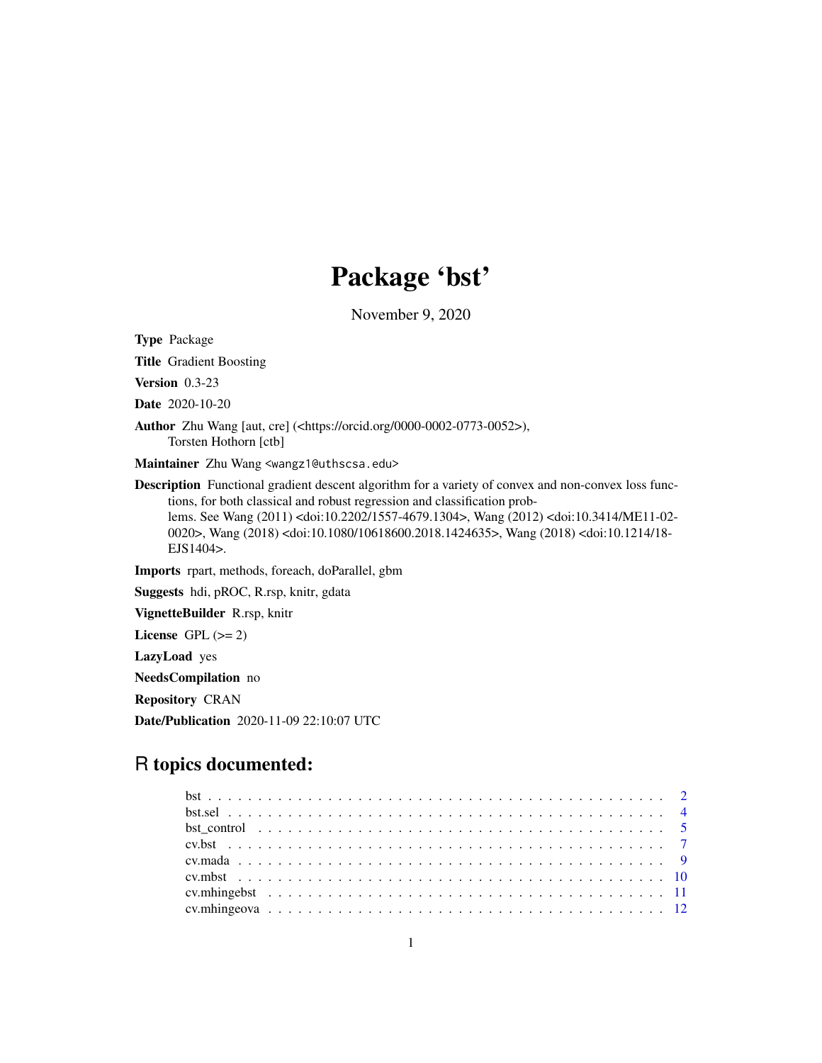# Package 'bst'

November 9, 2020

**Type** Package

**Title** Gradient Boosting

**Version** 0.3-23

**Date** 2020-10-20

**Author** Zhu Wang [aut, cre] (<https://orcid.org/0000-0002-0773-0052>), Torsten Hothorn [ctb]

**Maintainer** Zhu Wang <wangz1@uthscsa.edu>

**Description** Functional gradient descent algorithm for a variety of convex and non-convex loss functions, for both classical and robust regression and classification problems. See Wang (2011) <doi:10.2202/1557-4679.1304>, Wang (2012) <doi:10.3414/ME11-02-0020>, Wang (2018) <doi:10.1080/10618600.2018.1424635>, Wang (2018) <doi:10.1214/18-EJS1404>.

**Imports** rpart, methods, foreach, doParallel, gbm

**Suggests** hdi, pROC, R.rsp, knitr, gdata

**VignetteBuilder** R.rsp, knitr

**License** GPL (>= 2)

**LazyLoad** yes

**NeedsCompilation** no

**Repository** CRAN

**Date/Publication** 2020-11-09 22:10:07 UTC

## R topics documented:

- bst . . . . . . . . . . . . . . . . . . . . . . . . . . . . . . . . . . . . . . . . . . 2
- bst.sel . . . . . . . . . . . . . . . . . . . . . . . . . . . . . . . . . . . . . . . . 4
- bst_control . . . . . . . . . . . . . . . . . . . . . . . . . . . . . . . . . . . . . 5
- cv.bst . . . . . . . . . . . . . . . . . . . . . . . . . . . . . . . . . . . . . . . . 7
- cv.mada . . . . . . . . . . . . . . . . . . . . . . . . . . . . . . . . . . . . . . . 9
- cv.mbst . . . . . . . . . . . . . . . . . . . . . . . . . . . . . . . . . . . . . . . 10
- cv.mhingebst . . . . . . . . . . . . . . . . . . . . . . . . . . . . . . . . . . . . 11
- cv.mhingeova . . . . . . . . . . . . . . . . . . . . . . . . . . . . . . . . . . . . 12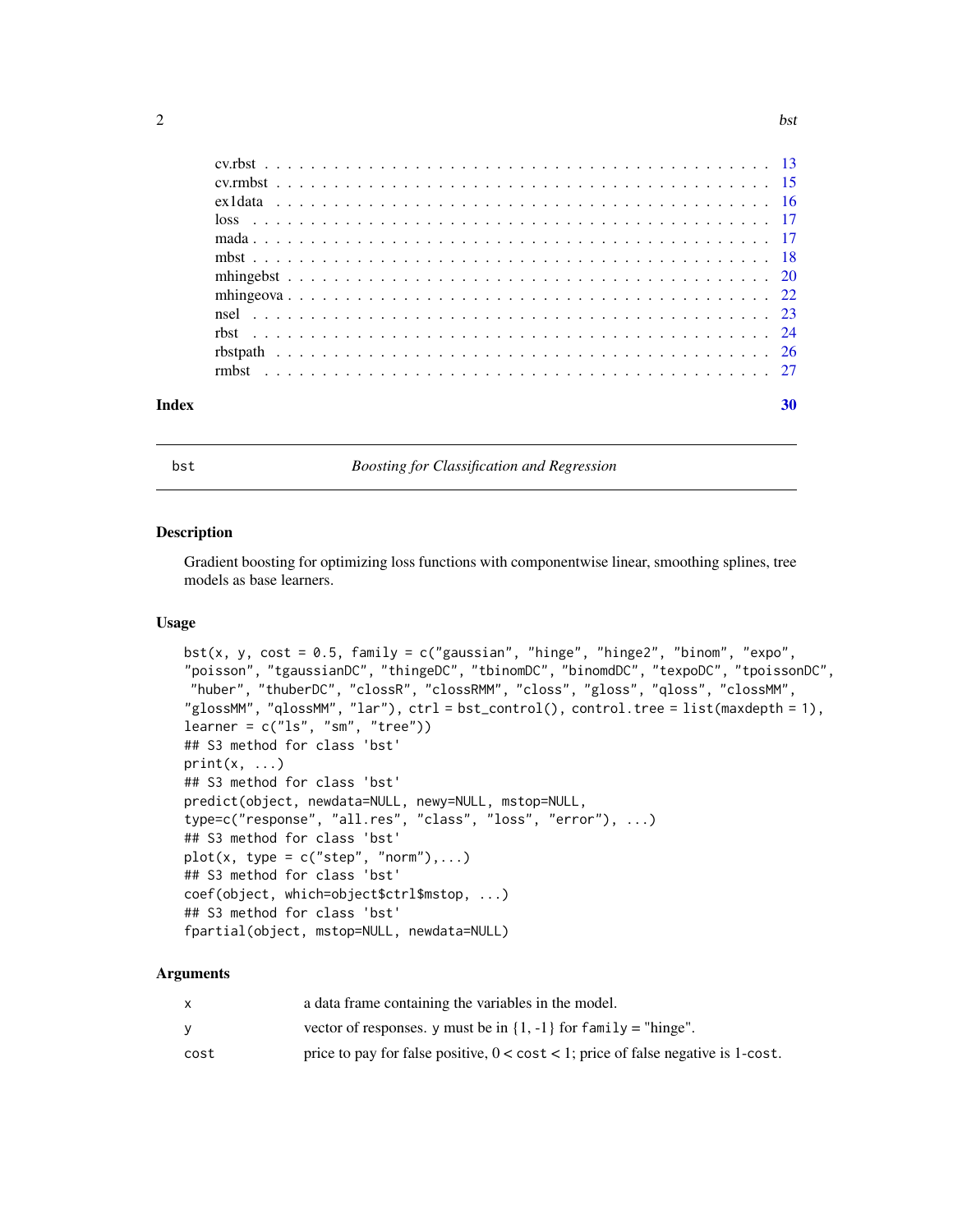cv.rbst . . . . . . . . . . . . . . . . . . . . . . . . . . . . . . . . . . . . . . . . 13
cv.rmbst . . . . . . . . . . . . . . . . . . . . . . . . . . . . . . . . . . . . . . . 15
ex1data . . . . . . . . . . . . . . . . . . . . . . . . . . . . . . . . . . . . . . . 16
loss . . . . . . . . . . . . . . . . . . . . . . . . . . . . . . . . . . . . . . . . . 17
mada . . . . . . . . . . . . . . . . . . . . . . . . . . . . . . . . . . . . . . . . . 17
mbst . . . . . . . . . . . . . . . . . . . . . . . . . . . . . . . . . . . . . . . . . 18
mhingebst . . . . . . . . . . . . . . . . . . . . . . . . . . . . . . . . . . . . . . 20
mhingeova . . . . . . . . . . . . . . . . . . . . . . . . . . . . . . . . . . . . . . 22
nsel . . . . . . . . . . . . . . . . . . . . . . . . . . . . . . . . . . . . . . . . . 23
rbst . . . . . . . . . . . . . . . . . . . . . . . . . . . . . . . . . . . . . . . . . 24
rbstpath . . . . . . . . . . . . . . . . . . . . . . . . . . . . . . . . . . . . . . . 26
rmbst . . . . . . . . . . . . . . . . . . . . . . . . . . . . . . . . . . . . . . . . 27

**Index** **30**

---

bst *Boosting for Classification and Regression*

---

## Description

Gradient boosting for optimizing loss functions with componentwise linear, smoothing splines, tree models as base learners.

## Usage

```
bst(x, y, cost = 0.5, family = c("gaussian", "hinge", "hinge2", "binom", "expo",
"poisson", "tgaussianDC", "thingeDC", "tbinomDC", "binomdDC", "texpoDC", "tpoissonDC",
 "huber", "thuberDC", "clossR", "clossRMM", "closs", "gloss", "qloss", "clossMM",
"glossMM", "qlossMM", "lar"), ctrl = bst_control(), control.tree = list(maxdepth = 1),
learner = c("ls", "sm", "tree"))
## S3 method for class 'bst'
print(x, ...)
## S3 method for class 'bst'
predict(object, newdata=NULL, newy=NULL, mstop=NULL,
type=c("response", "all.res", "class", "loss", "error"), ...)
## S3 method for class 'bst'
plot(x, type = c("step", "norm"),...)
## S3 method for class 'bst'
coef(object, which=object$ctrl$mstop, ...)
## S3 method for class 'bst'
fpartial(object, mstop=NULL, newdata=NULL)
```

## Arguments

| | |
|---|---|
| x | a data frame containing the variables in the model. |
| y | vector of responses. y must be in {1, -1} for family = "hinge". |
| cost | price to pay for false positive, 0 < cost < 1; price of false negative is 1-cost. |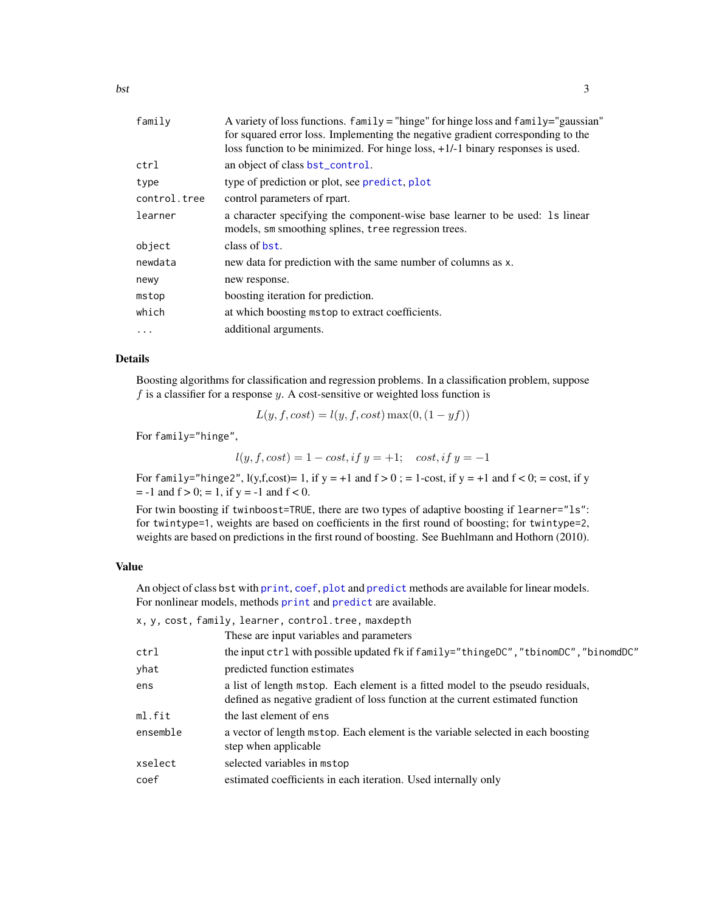| | |
|---|---|
| `family` | A variety of loss functions. `family` = "hinge" for hinge loss and `family`="gaussian" for squared error loss. Implementing the negative gradient corresponding to the loss function to be minimized. For hinge loss, +1/-1 binary responses is used. |
| `ctrl` | an object of class `bst_control`. |
| `type` | type of prediction or plot, see `predict`, `plot` |
| `control.tree` | control parameters of rpart. |
| `learner` | a character specifying the component-wise base learner to be used: `ls` linear models, `sm` smoothing splines, `tree` regression trees. |
| `object` | class of `bst`. |
| `newdata` | new data for prediction with the same number of columns as `x`. |
| `newy` | new response. |
| `mstop` | boosting iteration for prediction. |
| `which` | at which boosting `mstop` to extract coefficients. |
| `...` | additional arguments. |

## Details

Boosting algorithms for classification and regression problems. In a classification problem, suppose $f$ is a classifier for a response $y$. A cost-sensitive or weighted loss function is

$$L(y, f, cost) = l(y, f, cost) \max(0, (1 - yf))$$

For `family="hinge"`,

$$l(y, f, cost) = 1 - cost, if\ y = +1; \quad cost, if\ y = -1$$

For `family="hinge2"`, l(y,f,cost)= 1, if y = +1 and f > 0 ; = 1-cost, if y = +1 and f < 0; = cost, if y = -1 and f > 0; = 1, if y = -1 and f < 0.

For twin boosting if `twinboost=TRUE`, there are two types of adaptive boosting if `learner="ls"`: for `twintype=1`, weights are based on coefficients in the first round of boosting; for `twintype=2`, weights are based on predictions in the first round of boosting. See Buehlmann and Hothorn (2010).

## Value

An object of class `bst` with `print`, `coef`, `plot` and `predict` methods are available for linear models. For nonlinear models, methods `print` and `predict` are available.

| | |
|---|---|
| `x, y, cost, family, learner, control.tree, maxdepth` | These are input variables and parameters |
| `ctrl` | the input `ctrl` with possible updated `fk` if `family="thingeDC","tbinomDC","binomdDC"` |
| `yhat` | predicted function estimates |
| `ens` | a list of length `mstop`. Each element is a fitted model to the pseudo residuals, defined as negative gradient of loss function at the current estimated function |
| `ml.fit` | the last element of `ens` |
| `ensemble` | a vector of length `mstop`. Each element is the variable selected in each boosting step when applicable |
| `xselect` | selected variables in `mstop` |
| `coef` | estimated coefficients in each iteration. Used internally only |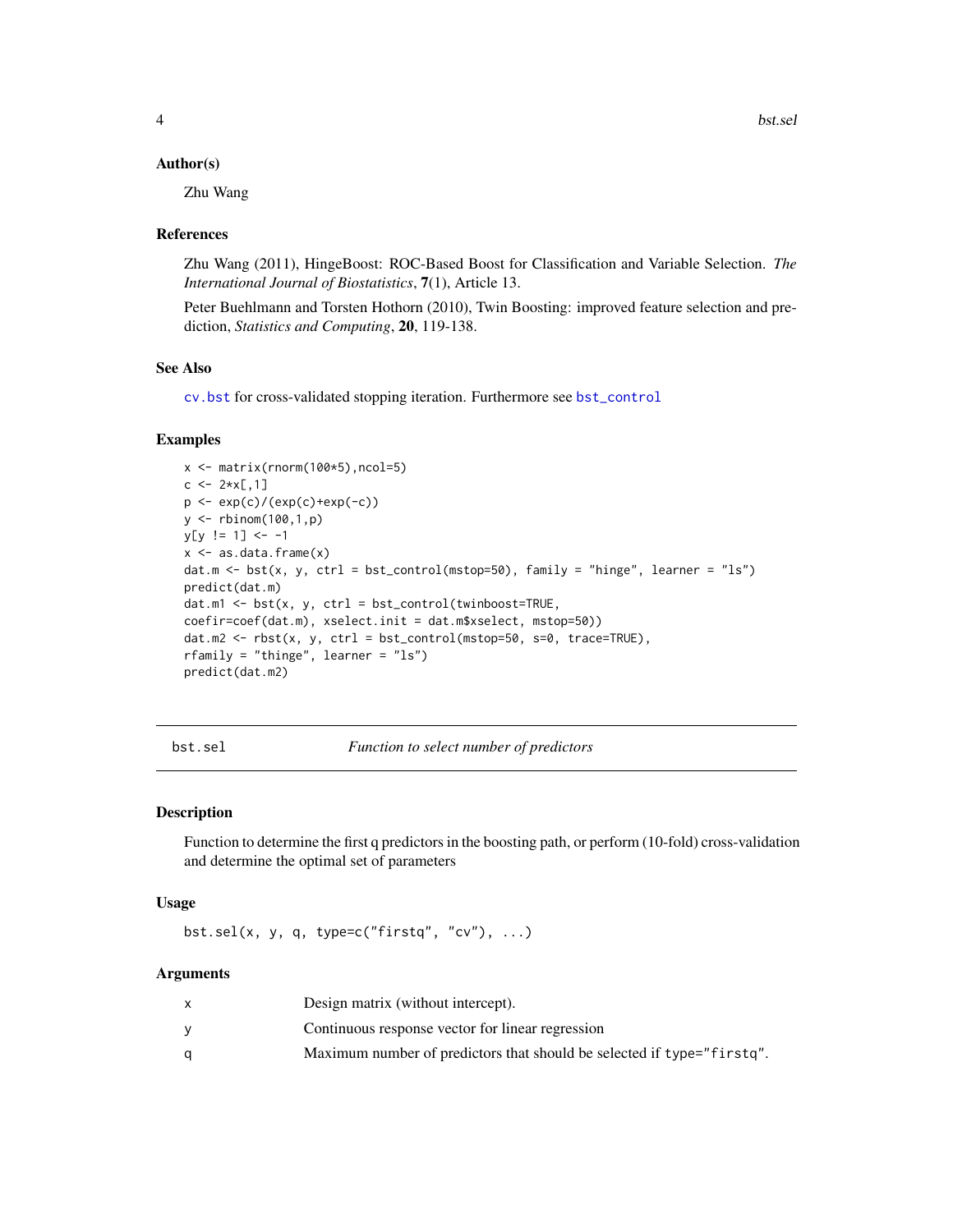### Author(s)

Zhu Wang

### References

Zhu Wang (2011), HingeBoost: ROC-Based Boost for Classification and Variable Selection. *The International Journal of Biostatistics*, **7**(1), Article 13.

Peter Buehlmann and Torsten Hothorn (2010), Twin Boosting: improved feature selection and prediction, *Statistics and Computing*, **20**, 119-138.

### See Also

`cv.bst` for cross-validated stopping iteration. Furthermore see `bst_control`

### Examples

```
x <- matrix(rnorm(100*5),ncol=5)
c <- 2*x[,1]
p <- exp(c)/(exp(c)+exp(-c))
y <- rbinom(100,1,p)
y[y != 1] <- -1
x <- as.data.frame(x)
dat.m <- bst(x, y, ctrl = bst_control(mstop=50), family = "hinge", learner = "ls")
predict(dat.m)
dat.m1 <- bst(x, y, ctrl = bst_control(twinboost=TRUE,
coefir=coef(dat.m), xselect.init = dat.m$xselect, mstop=50))
dat.m2 <- rbst(x, y, ctrl = bst_control(mstop=50, s=0, trace=TRUE),
rfamily = "thinge", learner = "ls")
predict(dat.m2)
```

---

## bst.sel — *Function to select number of predictors*

### Description

Function to determine the first q predictors in the boosting path, or perform (10-fold) cross-validation and determine the optimal set of parameters

### Usage

```
bst.sel(x, y, q, type=c("firstq", "cv"), ...)
```

### Arguments

| | |
|---|---|
| x | Design matrix (without intercept). |
| y | Continuous response vector for linear regression |
| q | Maximum number of predictors that should be selected if `type="firstq"`. |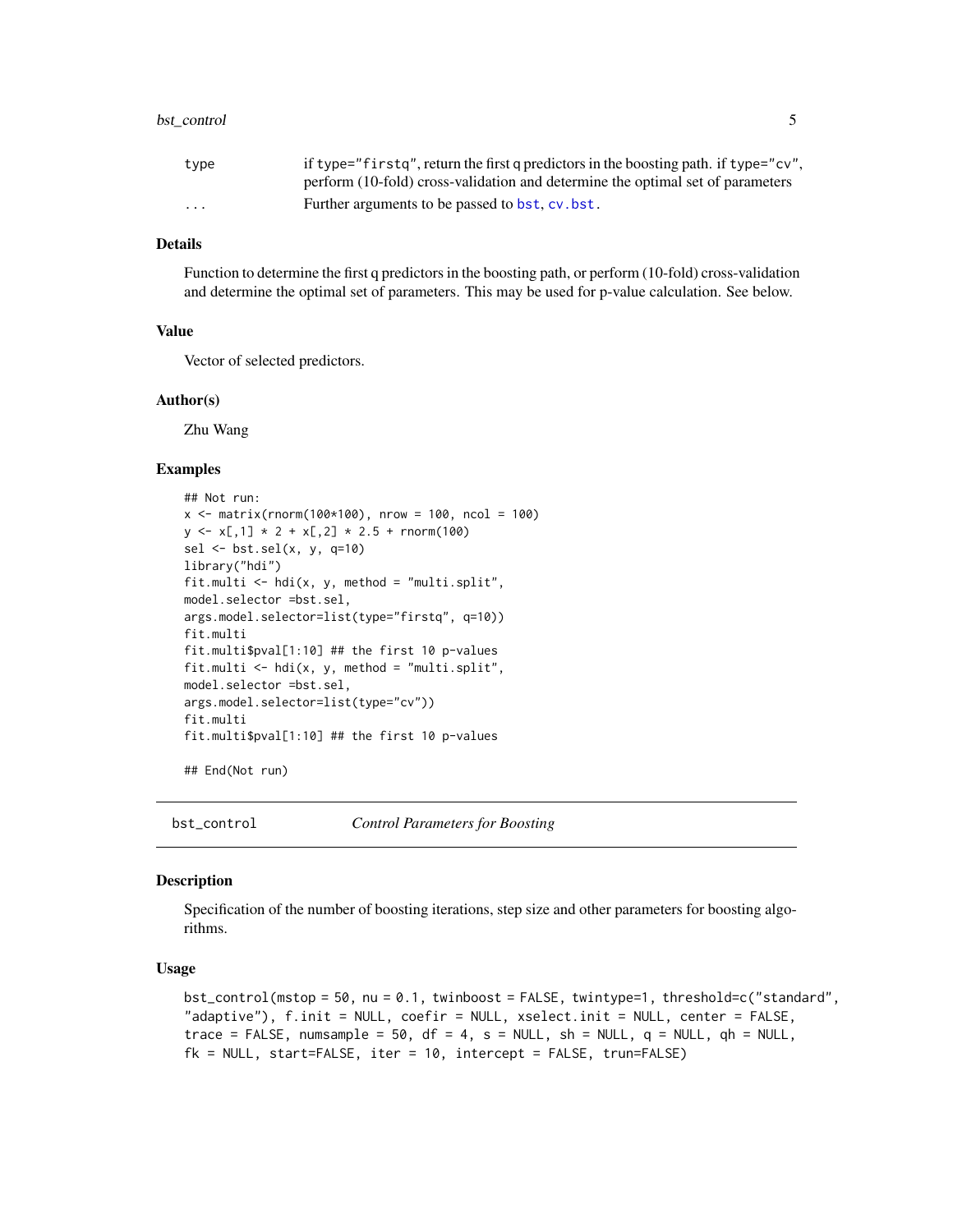| | |
|---|---|
| type | if type="firstq", return the first q predictors in the boosting path. if type="cv", perform (10-fold) cross-validation and determine the optimal set of parameters |
| ... | Further arguments to be passed to bst, cv.bst. |

### Details

Function to determine the first q predictors in the boosting path, or perform (10-fold) cross-validation and determine the optimal set of parameters. This may be used for p-value calculation. See below.

### Value

Vector of selected predictors.

### Author(s)

Zhu Wang

### Examples

```
## Not run:
x <- matrix(rnorm(100*100), nrow = 100, ncol = 100)
y <- x[,1] * 2 + x[,2] * 2.5 + rnorm(100)
sel <- bst.sel(x, y, q=10)
library("hdi")
fit.multi <- hdi(x, y, method = "multi.split",
model.selector =bst.sel,
args.model.selector=list(type="firstq", q=10))
fit.multi
fit.multi$pval[1:10] ## the first 10 p-values
fit.multi <- hdi(x, y, method = "multi.split",
model.selector =bst.sel,
args.model.selector=list(type="cv"))
fit.multi
fit.multi$pval[1:10] ## the first 10 p-values

## End(Not run)
```

---

## bst_control *Control Parameters for Boosting*

### Description

Specification of the number of boosting iterations, step size and other parameters for boosting algorithms.

### Usage

```
bst_control(mstop = 50, nu = 0.1, twinboost = FALSE, twintype=1, threshold=c("standard",
"adaptive"), f.init = NULL, coefir = NULL, xselect.init = NULL, center = FALSE,
trace = FALSE, numsample = 50, df = 4, s = NULL, sh = NULL, q = NULL, qh = NULL,
fk = NULL, start=FALSE, iter = 10, intercept = FALSE, trun=FALSE)
```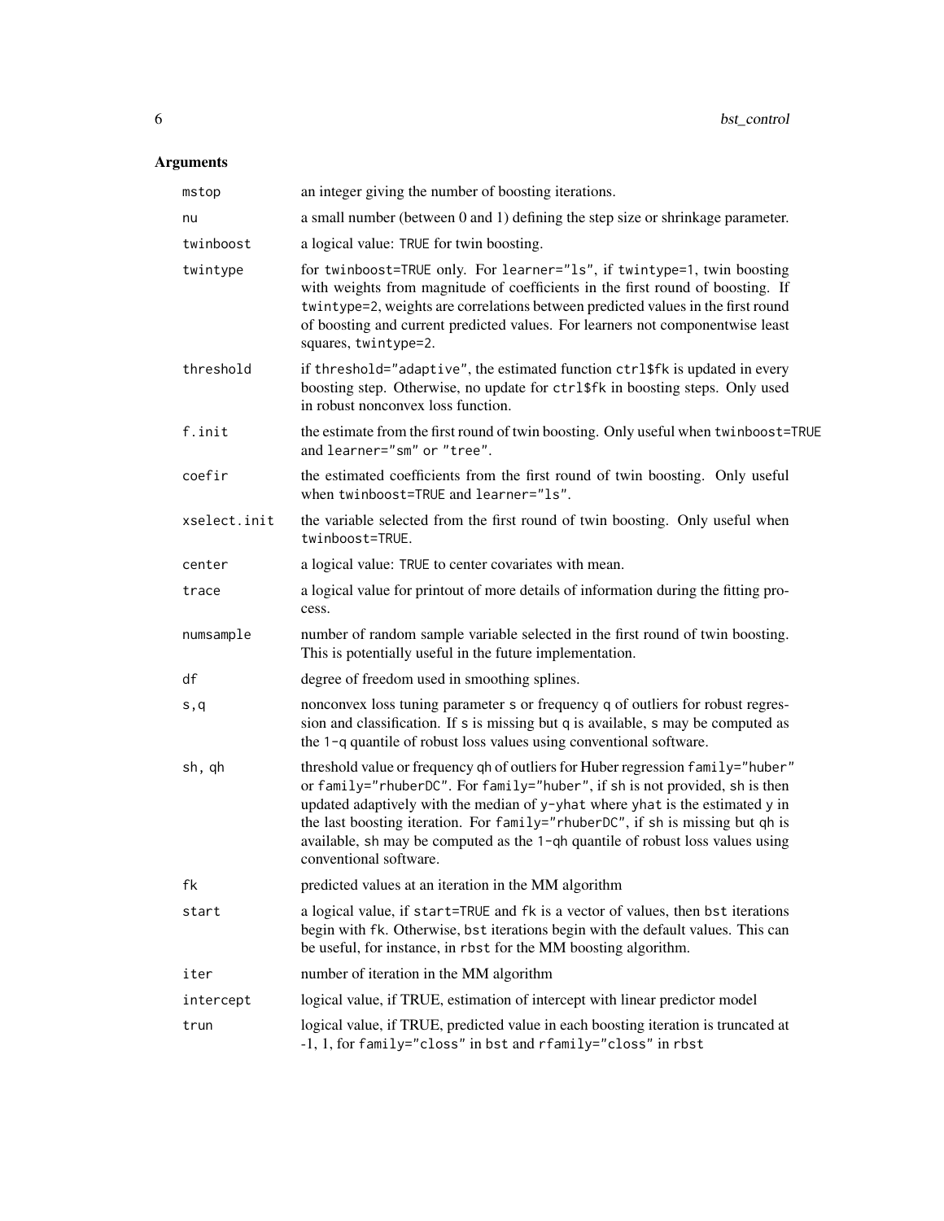## Arguments

| | |
|---|---|
| `mstop` | an integer giving the number of boosting iterations. |
| `nu` | a small number (between 0 and 1) defining the step size or shrinkage parameter. |
| `twinboost` | a logical value: `TRUE` for twin boosting. |
| `twintype` | for `twinboost=TRUE` only. For `learner="ls"`, if `twintype=1`, twin boosting with weights from magnitude of coefficients in the first round of boosting. If `twintype=2`, weights are correlations between predicted values in the first round of boosting and current predicted values. For learners not componentwise least squares, `twintype=2`. |
| `threshold` | if `threshold="adaptive"`, the estimated function `ctrl$fk` is updated in every boosting step. Otherwise, no update for `ctrl$fk` in boosting steps. Only used in robust nonconvex loss function. |
| `f.init` | the estimate from the first round of twin boosting. Only useful when `twinboost=TRUE` and `learner="sm"` or `"tree"`. |
| `coefir` | the estimated coefficients from the first round of twin boosting. Only useful when `twinboost=TRUE` and `learner="ls"`. |
| `xselect.init` | the variable selected from the first round of twin boosting. Only useful when `twinboost=TRUE`. |
| `center` | a logical value: `TRUE` to center covariates with mean. |
| `trace` | a logical value for printout of more details of information during the fitting process. |
| `numsample` | number of random sample variable selected in the first round of twin boosting. This is potentially useful in the future implementation. |
| `df` | degree of freedom used in smoothing splines. |
| `s,q` | nonconvex loss tuning parameter `s` or frequency `q` of outliers for robust regression and classification. If `s` is missing but `q` is available, `s` may be computed as the `1-q` quantile of robust loss values using conventional software. |
| `sh, qh` | threshold value or frequency `qh` of outliers for Huber regression `family="huber"` or `family="rhuberDC"`. For `family="huber"`, if `sh` is not provided, `sh` is then updated adaptively with the median of `y-yhat` where `yhat` is the estimated `y` in the last boosting iteration. For `family="rhuberDC"`, if `sh` is missing but `qh` is available, `sh` may be computed as the `1-qh` quantile of robust loss values using conventional software. |
| `fk` | predicted values at an iteration in the MM algorithm |
| `start` | a logical value, if `start=TRUE` and `fk` is a vector of values, then `bst` iterations begin with `fk`. Otherwise, `bst` iterations begin with the default values. This can be useful, for instance, in `rbst` for the MM boosting algorithm. |
| `iter` | number of iteration in the MM algorithm |
| `intercept` | logical value, if TRUE, estimation of intercept with linear predictor model |
| `trun` | logical value, if TRUE, predicted value in each boosting iteration is truncated at -1, 1, for `family="closs"` in `bst` and `rfamily="closs"` in `rbst` |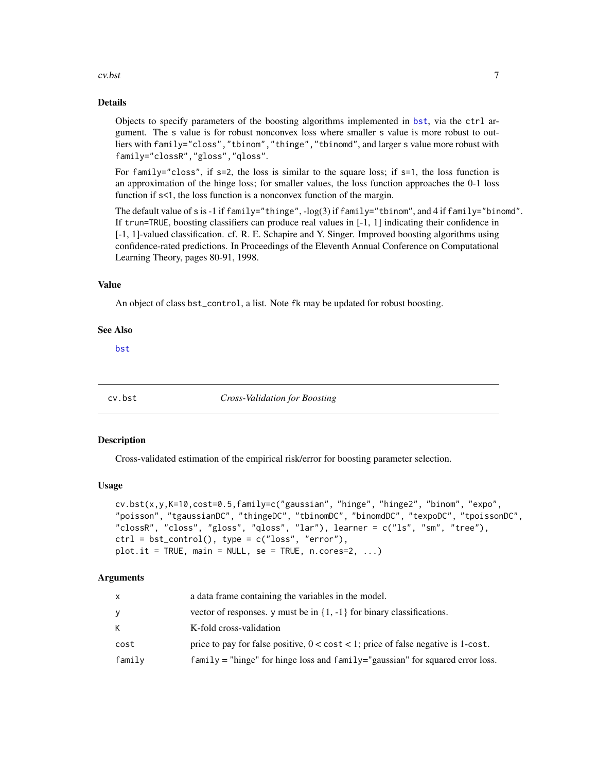## Details

Objects to specify parameters of the boosting algorithms implemented in `bst`, via the `ctrl` argument. The `s` value is for robust nonconvex loss where smaller `s` value is more robust to outliers with `family="closs","tbinom","thinge","tbinomd"`, and larger `s` value more robust with `family="clossR","gloss","qloss"`.

For `family="closs"`, if `s=2`, the loss is similar to the square loss; if `s=1`, the loss function is an approximation of the hinge loss; for smaller values, the loss function approaches the 0-1 loss function if `s<1`, the loss function is a nonconvex function of the margin.

The default value of s is -1 if `family="thinge"`, -log(3) if `family="tbinom"`, and 4 if `family="binomd"`. If `trun=TRUE`, boosting classifiers can produce real values in [-1, 1] indicating their confidence in [-1, 1]-valued classification. cf. R. E. Schapire and Y. Singer. Improved boosting algorithms using confidence-rated predictions. In Proceedings of the Eleventh Annual Conference on Computational Learning Theory, pages 80-91, 1998.

## Value

An object of class `bst_control`, a list. Note `fk` may be updated for robust boosting.

## See Also

`bst`

---

# cv.bst — *Cross-Validation for Boosting*

## Description

Cross-validated estimation of the empirical risk/error for boosting parameter selection.

## Usage

```
cv.bst(x,y,K=10,cost=0.5,family=c("gaussian", "hinge", "hinge2", "binom", "expo",
"poisson", "tgaussianDC", "thingeDC", "tbinomDC", "binomdDC", "texpoDC", "tpoissonDC",
"clossR", "closs", "gloss", "qloss", "lar"), learner = c("ls", "sm", "tree"),
ctrl = bst_control(), type = c("loss", "error"),
plot.it = TRUE, main = NULL, se = TRUE, n.cores=2, ...)
```

## Arguments

| | |
|---|---|
| `x` | a data frame containing the variables in the model. |
| `y` | vector of responses. `y` must be in {1, -1} for binary classifications. |
| `K` | K-fold cross-validation |
| `cost` | price to pay for false positive, 0 < `cost` < 1; price of false negative is 1-`cost`. |
| `family` | `family` = "hinge" for hinge loss and `family`="gaussian" for squared error loss. |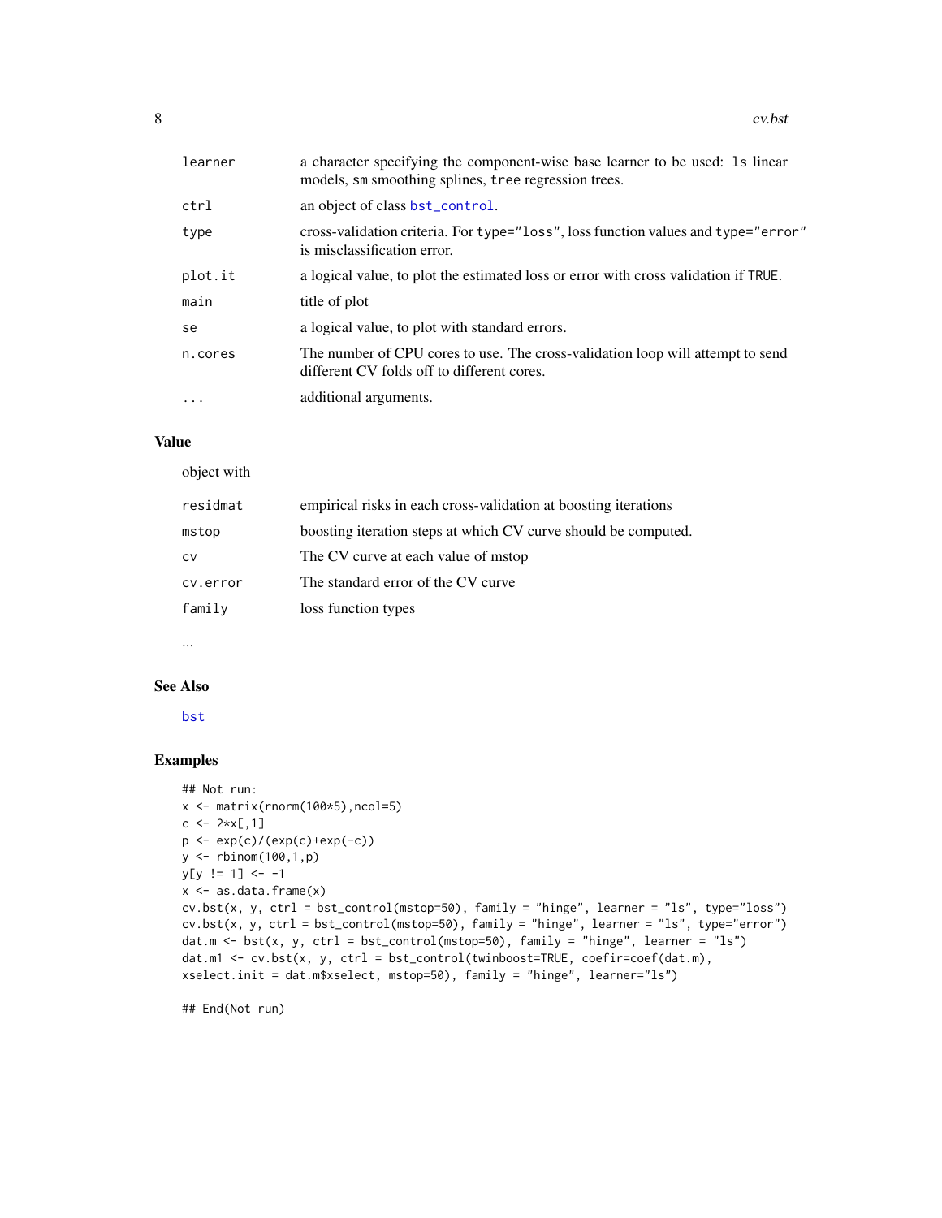| | |
|---|---|
| learner | a character specifying the component-wise base learner to be used: `ls` linear models, `sm` smoothing splines, `tree` regression trees. |
| ctrl | an object of class `bst_control`. |
| type | cross-validation criteria. For `type="loss"`, loss function values and `type="error"` is misclassification error. |
| plot.it | a logical value, to plot the estimated loss or error with cross validation if `TRUE`. |
| main | title of plot |
| se | a logical value, to plot with standard errors. |
| n.cores | The number of CPU cores to use. The cross-validation loop will attempt to send different CV folds off to different cores. |
| ... | additional arguments. |

### Value

object with

| | |
|---|---|
| residmat | empirical risks in each cross-validation at boosting iterations |
| mstop | boosting iteration steps at which CV curve should be computed. |
| cv | The CV curve at each value of mstop |
| cv.error | The standard error of the CV curve |
| family | loss function types |

...

### See Also

`bst`

### Examples

```
## Not run:
x <- matrix(rnorm(100*5),ncol=5)
c <- 2*x[,1]
p <- exp(c)/(exp(c)+exp(-c))
y <- rbinom(100,1,p)
y[y != 1] <- -1
x <- as.data.frame(x)
cv.bst(x, y, ctrl = bst_control(mstop=50), family = "hinge", learner = "ls", type="loss")
cv.bst(x, y, ctrl = bst_control(mstop=50), family = "hinge", learner = "ls", type="error")
dat.m <- bst(x, y, ctrl = bst_control(mstop=50), family = "hinge", learner = "ls")
dat.m1 <- cv.bst(x, y, ctrl = bst_control(twinboost=TRUE, coefir=coef(dat.m),
xselect.init = dat.m$xselect, mstop=50), family = "hinge", learner="ls")

## End(Not run)
```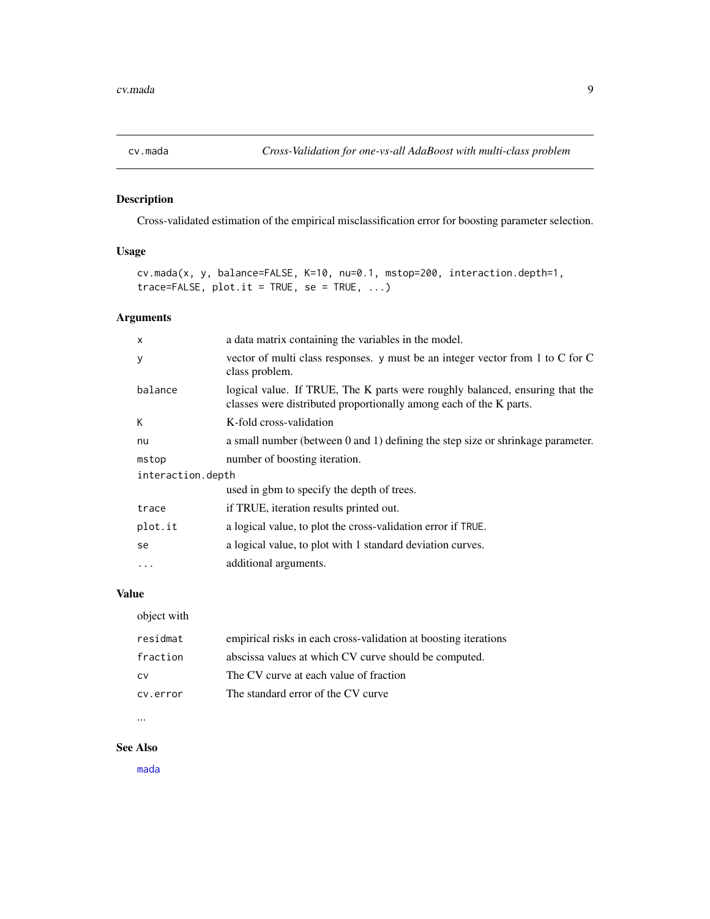cv.mada *Cross-Validation for one-vs-all AdaBoost with multi-class problem*

## Description

Cross-validated estimation of the empirical misclassification error for boosting parameter selection.

## Usage

```
cv.mada(x, y, balance=FALSE, K=10, nu=0.1, mstop=200, interaction.depth=1,
trace=FALSE, plot.it = TRUE, se = TRUE, ...)
```

## Arguments

| | |
|---|---|
| `x` | a data matrix containing the variables in the model. |
| `y` | vector of multi class responses. `y` must be an integer vector from 1 to C for C class problem. |
| `balance` | logical value. If TRUE, The K parts were roughly balanced, ensuring that the classes were distributed proportionally among each of the K parts. |
| `K` | K-fold cross-validation |
| `nu` | a small number (between 0 and 1) defining the step size or shrinkage parameter. |
| `mstop` | number of boosting iteration. |
| `interaction.depth` | used in gbm to specify the depth of trees. |
| `trace` | if TRUE, iteration results printed out. |
| `plot.it` | a logical value, to plot the cross-validation error if `TRUE`. |
| `se` | a logical value, to plot with 1 standard deviation curves. |
| `...` | additional arguments. |

## Value

object with

| | |
|---|---|
| `residmat` | empirical risks in each cross-validation at boosting iterations |
| `fraction` | abscissa values at which CV curve should be computed. |
| `cv` | The CV curve at each value of fraction |
| `cv.error` | The standard error of the CV curve |

...

## See Also

`mada`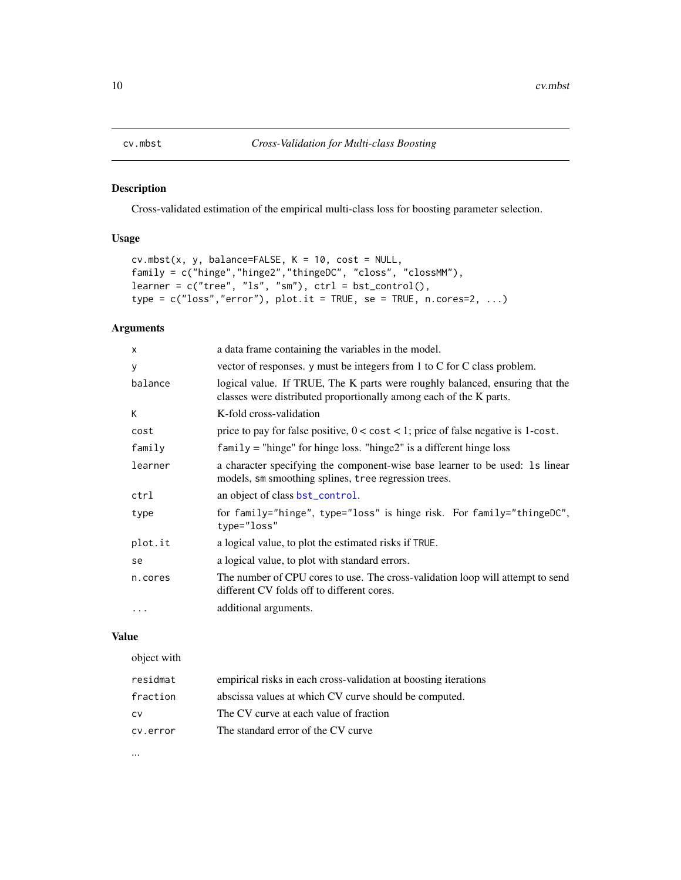# cv.mbst — *Cross-Validation for Multi-class Boosting*

## Description

Cross-validated estimation of the empirical multi-class loss for boosting parameter selection.

## Usage

```
cv.mbst(x, y, balance=FALSE, K = 10, cost = NULL,
family = c("hinge","hinge2","thingeDC", "closs", "clossMM"),
learner = c("tree", "ls", "sm"), ctrl = bst_control(),
type = c("loss","error"), plot.it = TRUE, se = TRUE, n.cores=2, ...)
```

## Arguments

| | |
|---|---|
| `x` | a data frame containing the variables in the model. |
| `y` | vector of responses. `y` must be integers from 1 to C for C class problem. |
| `balance` | logical value. If TRUE, The K parts were roughly balanced, ensuring that the classes were distributed proportionally among each of the K parts. |
| `K` | K-fold cross-validation |
| `cost` | price to pay for false positive, 0 < `cost` < 1; price of false negative is 1-`cost`. |
| `family` | `family` = "hinge" for hinge loss. "hinge2" is a different hinge loss |
| `learner` | a character specifying the component-wise base learner to be used: `ls` linear models, `sm` smoothing splines, `tree` regression trees. |
| `ctrl` | an object of class `bst_control`. |
| `type` | for `family="hinge"`, `type="loss"` is hinge risk. For `family="thingeDC"`, `type="loss"` |
| `plot.it` | a logical value, to plot the estimated risks if `TRUE`. |
| `se` | a logical value, to plot with standard errors. |
| `n.cores` | The number of CPU cores to use. The cross-validation loop will attempt to send different CV folds off to different cores. |
| `...` | additional arguments. |

## Value

object with

| | |
|---|---|
| `residmat` | empirical risks in each cross-validation at boosting iterations |
| `fraction` | abscissa values at which CV curve should be computed. |
| `cv` | The CV curve at each value of fraction |
| `cv.error` | The standard error of the CV curve |

...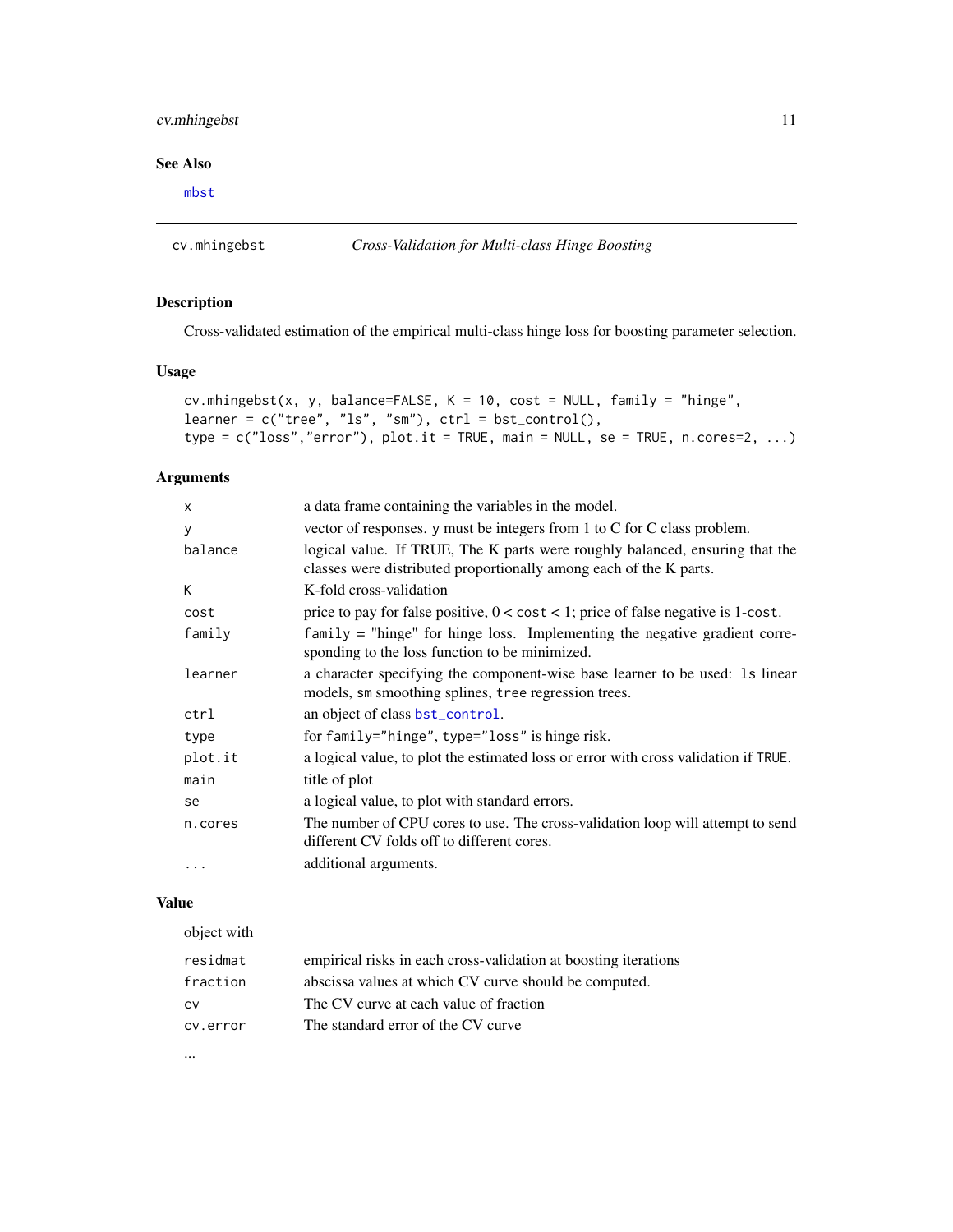## See Also

`mbst`

---

## cv.mhingebst *Cross-Validation for Multi-class Hinge Boosting*

### Description

Cross-validated estimation of the empirical multi-class hinge loss for boosting parameter selection.

### Usage

```
cv.mhingebst(x, y, balance=FALSE, K = 10, cost = NULL, family = "hinge",
learner = c("tree", "ls", "sm"), ctrl = bst_control(),
type = c("loss","error"), plot.it = TRUE, main = NULL, se = TRUE, n.cores=2, ...)
```

### Arguments

| | |
|---|---|
| `x` | a data frame containing the variables in the model. |
| `y` | vector of responses. `y` must be integers from 1 to C for C class problem. |
| `balance` | logical value. If TRUE, The K parts were roughly balanced, ensuring that the classes were distributed proportionally among each of the K parts. |
| `K` | K-fold cross-validation |
| `cost` | price to pay for false positive, 0 < `cost` < 1; price of false negative is 1-`cost`. |
| `family` | `family = "hinge"` for hinge loss. Implementing the negative gradient corresponding to the loss function to be minimized. |
| `learner` | a character specifying the component-wise base learner to be used: `ls` linear models, `sm` smoothing splines, `tree` regression trees. |
| `ctrl` | an object of class `bst_control`. |
| `type` | for `family="hinge"`, `type="loss"` is hinge risk. |
| `plot.it` | a logical value, to plot the estimated loss or error with cross validation if `TRUE`. |
| `main` | title of plot |
| `se` | a logical value, to plot with standard errors. |
| `n.cores` | The number of CPU cores to use. The cross-validation loop will attempt to send different CV folds off to different cores. |
| `...` | additional arguments. |

### Value

object with

| | |
|---|---|
| `residmat` | empirical risks in each cross-validation at boosting iterations |
| `fraction` | abscissa values at which CV curve should be computed. |
| `cv` | The CV curve at each value of fraction |
| `cv.error` | The standard error of the CV curve |

...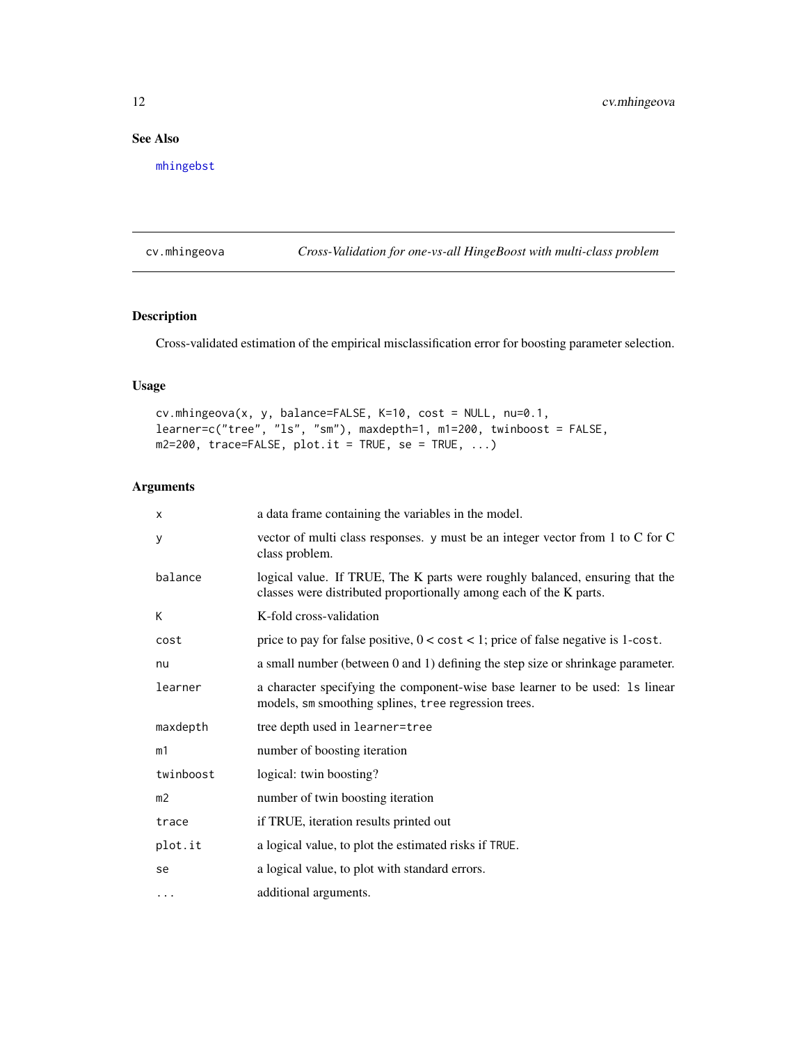## See Also

mhingebst

---

## cv.mhingeova *Cross-Validation for one-vs-all HingeBoost with multi-class problem*

### Description

Cross-validated estimation of the empirical misclassification error for boosting parameter selection.

### Usage

```
cv.mhingeova(x, y, balance=FALSE, K=10, cost = NULL, nu=0.1,
learner=c("tree", "ls", "sm"), maxdepth=1, m1=200, twinboost = FALSE,
m2=200, trace=FALSE, plot.it = TRUE, se = TRUE, ...)
```

### Arguments

| | |
|---|---|
| `x` | a data frame containing the variables in the model. |
| `y` | vector of multi class responses. `y` must be an integer vector from 1 to C for C class problem. |
| `balance` | logical value. If TRUE, The K parts were roughly balanced, ensuring that the classes were distributed proportionally among each of the K parts. |
| `K` | K-fold cross-validation |
| `cost` | price to pay for false positive, 0 < `cost` < 1; price of false negative is 1-`cost`. |
| `nu` | a small number (between 0 and 1) defining the step size or shrinkage parameter. |
| `learner` | a character specifying the component-wise base learner to be used: `ls` linear models, `sm` smoothing splines, `tree` regression trees. |
| `maxdepth` | tree depth used in `learner=tree` |
| `m1` | number of boosting iteration |
| `twinboost` | logical: twin boosting? |
| `m2` | number of twin boosting iteration |
| `trace` | if TRUE, iteration results printed out |
| `plot.it` | a logical value, to plot the estimated risks if `TRUE`. |
| `se` | a logical value, to plot with standard errors. |
| `...` | additional arguments. |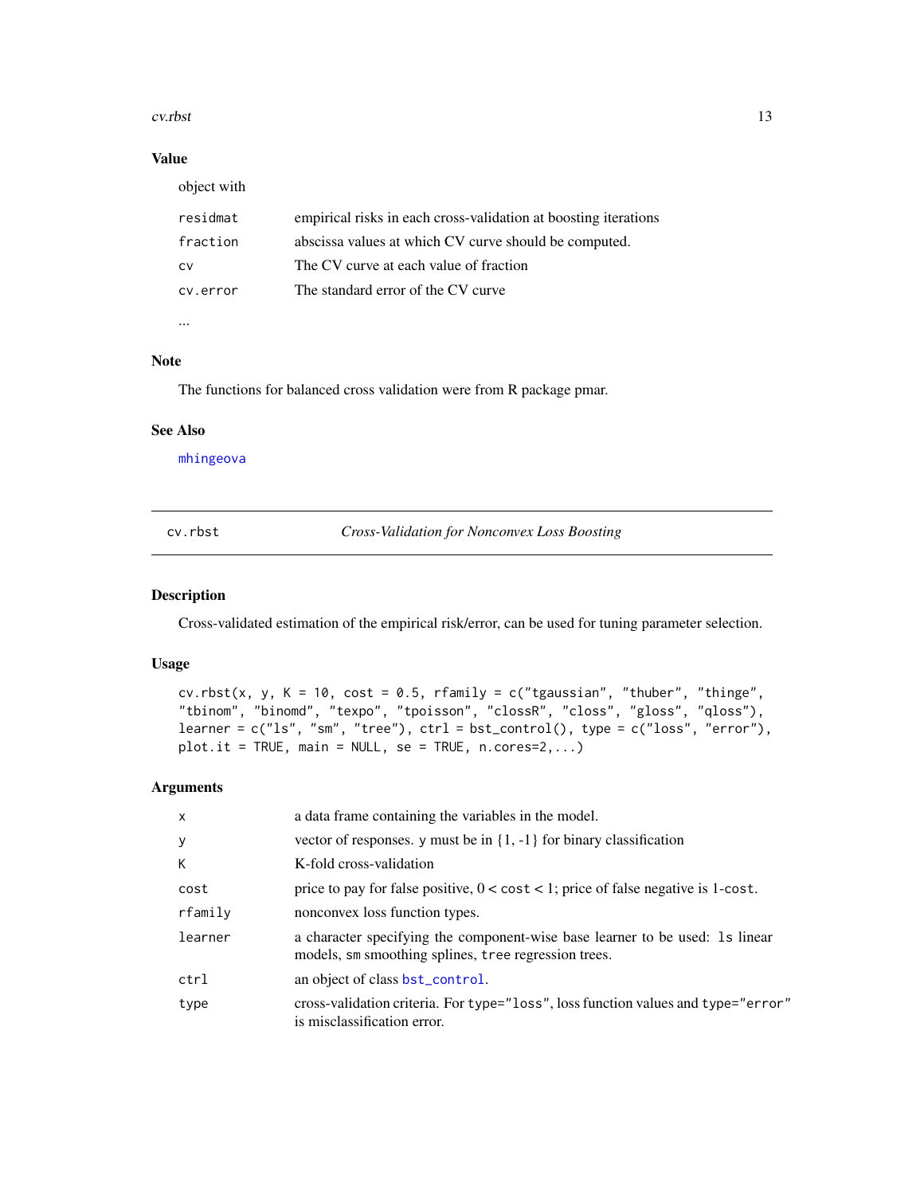### Value

object with

| | |
|---|---|
| residmat | empirical risks in each cross-validation at boosting iterations |
| fraction | abscissa values at which CV curve should be computed. |
| cv | The CV curve at each value of fraction |
| cv.error | The standard error of the CV curve |

...

### Note

The functions for balanced cross validation were from R package pmar.

### See Also

mhingeova

---

## cv.rbst — *Cross-Validation for Nonconvex Loss Boosting*

### Description

Cross-validated estimation of the empirical risk/error, can be used for tuning parameter selection.

### Usage

```
cv.rbst(x, y, K = 10, cost = 0.5, rfamily = c("tgaussian", "thuber", "thinge",
"tbinom", "binomd", "texpo", "tpoisson", "clossR", "closs", "gloss", "qloss"),
learner = c("ls", "sm", "tree"), ctrl = bst_control(), type = c("loss", "error"),
plot.it = TRUE, main = NULL, se = TRUE, n.cores=2,...)
```

### Arguments

| | |
|---|---|
| x | a data frame containing the variables in the model. |
| y | vector of responses. y must be in {1, -1} for binary classification |
| K | K-fold cross-validation |
| cost | price to pay for false positive, 0 < cost < 1; price of false negative is 1-cost. |
| rfamily | nonconvex loss function types. |
| learner | a character specifying the component-wise base learner to be used: ls linear models, sm smoothing splines, tree regression trees. |
| ctrl | an object of class bst_control. |
| type | cross-validation criteria. For type="loss", loss function values and type="error" is misclassification error. |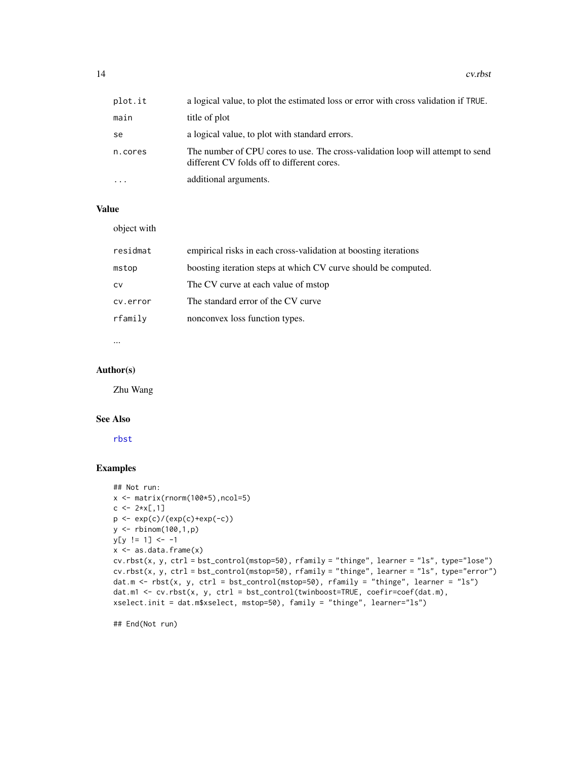| | |
|---|---|
| plot.it | a logical value, to plot the estimated loss or error with cross validation if TRUE. |
| main | title of plot |
| se | a logical value, to plot with standard errors. |
| n.cores | The number of CPU cores to use. The cross-validation loop will attempt to send different CV folds off to different cores. |
| ... | additional arguments. |

### Value

object with

| | |
|---|---|
| residmat | empirical risks in each cross-validation at boosting iterations |
| mstop | boosting iteration steps at which CV curve should be computed. |
| cv | The CV curve at each value of mstop |
| cv.error | The standard error of the CV curve |
| rfamily | nonconvex loss function types. |

...

### Author(s)

Zhu Wang

### See Also

rbst

### Examples

```
## Not run:
x <- matrix(rnorm(100*5),ncol=5)
c <- 2*x[,1]
p <- exp(c)/(exp(c)+exp(-c))
y <- rbinom(100,1,p)
y[y != 1] <- -1
x <- as.data.frame(x)
cv.rbst(x, y, ctrl = bst_control(mstop=50), rfamily = "thinge", learner = "ls", type="lose")
cv.rbst(x, y, ctrl = bst_control(mstop=50), rfamily = "thinge", learner = "ls", type="error")
dat.m <- rbst(x, y, ctrl = bst_control(mstop=50), rfamily = "thinge", learner = "ls")
dat.m1 <- cv.rbst(x, y, ctrl = bst_control(twinboost=TRUE, coefir=coef(dat.m),
xselect.init = dat.m$xselect, mstop=50), family = "thinge", learner="ls")

## End(Not run)
```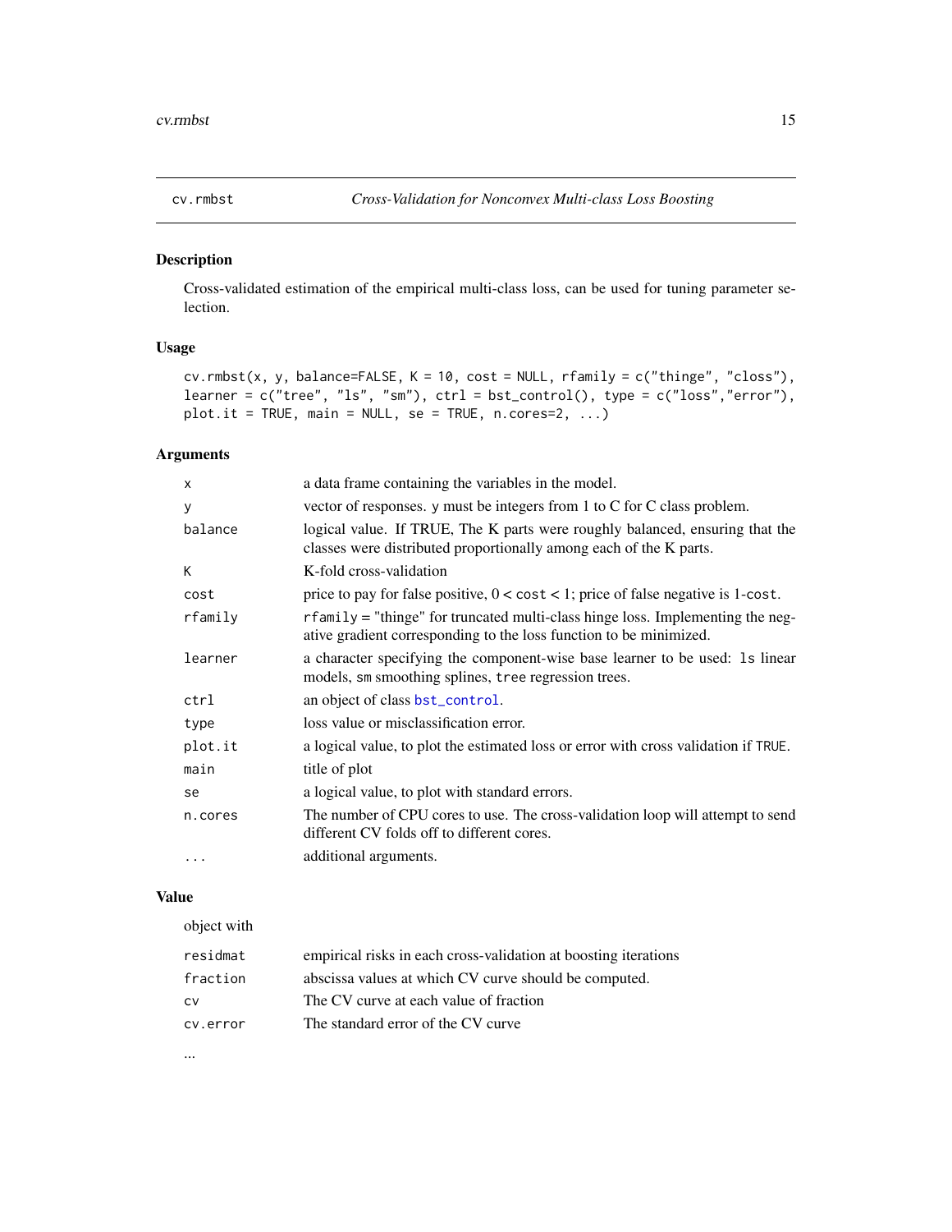## cv.rmbst — *Cross-Validation for Nonconvex Multi-class Loss Boosting*

### Description

Cross-validated estimation of the empirical multi-class loss, can be used for tuning parameter selection.

### Usage

```
cv.rmbst(x, y, balance=FALSE, K = 10, cost = NULL, rfamily = c("thinge", "closs"),
learner = c("tree", "ls", "sm"), ctrl = bst_control(), type = c("loss","error"),
plot.it = TRUE, main = NULL, se = TRUE, n.cores=2, ...)
```

### Arguments

| Argument | Description |
|---|---|
| `x` | a data frame containing the variables in the model. |
| `y` | vector of responses. `y` must be integers from 1 to C for C class problem. |
| `balance` | logical value. If TRUE, The K parts were roughly balanced, ensuring that the classes were distributed proportionally among each of the K parts. |
| `K` | K-fold cross-validation |
| `cost` | price to pay for false positive, 0 < `cost` < 1; price of false negative is 1-`cost`. |
| `rfamily` | `rfamily` = "thinge" for truncated multi-class hinge loss. Implementing the negative gradient corresponding to the loss function to be minimized. |
| `learner` | a character specifying the component-wise base learner to be used: `ls` linear models, `sm` smoothing splines, `tree` regression trees. |
| `ctrl` | an object of class `bst_control`. |
| `type` | loss value or misclassification error. |
| `plot.it` | a logical value, to plot the estimated loss or error with cross validation if `TRUE`. |
| `main` | title of plot |
| `se` | a logical value, to plot with standard errors. |
| `n.cores` | The number of CPU cores to use. The cross-validation loop will attempt to send different CV folds off to different cores. |
| `...` | additional arguments. |

### Value

object with

| Component | Description |
|---|---|
| `residmat` | empirical risks in each cross-validation at boosting iterations |
| `fraction` | abscissa values at which CV curve should be computed. |
| `cv` | The CV curve at each value of fraction |
| `cv.error` | The standard error of the CV curve |

...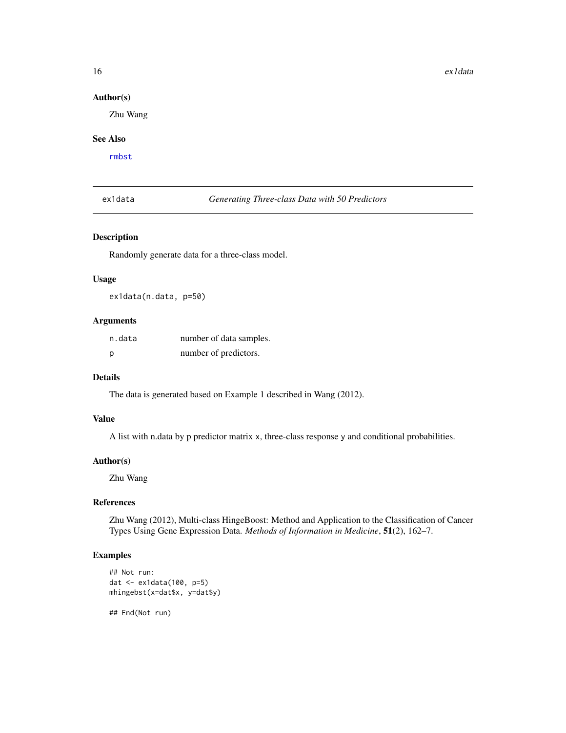### Author(s)

Zhu Wang

### See Also

rmbst

---

## ex1data — *Generating Three-class Data with 50 Predictors*

### Description

Randomly generate data for a three-class model.

### Usage

```
ex1data(n.data, p=50)
```

### Arguments

| | |
|---|---|
| n.data | number of data samples. |
| p | number of predictors. |

### Details

The data is generated based on Example 1 described in Wang (2012).

### Value

A list with n.data by p predictor matrix x, three-class response y and conditional probabilities.

### Author(s)

Zhu Wang

### References

Zhu Wang (2012), Multi-class HingeBoost: Method and Application to the Classification of Cancer Types Using Gene Expression Data. *Methods of Information in Medicine*, **51**(2), 162–7.

### Examples

```
## Not run:
dat <- ex1data(100, p=5)
mhingebst(x=dat$x, y=dat$y)

## End(Not run)
```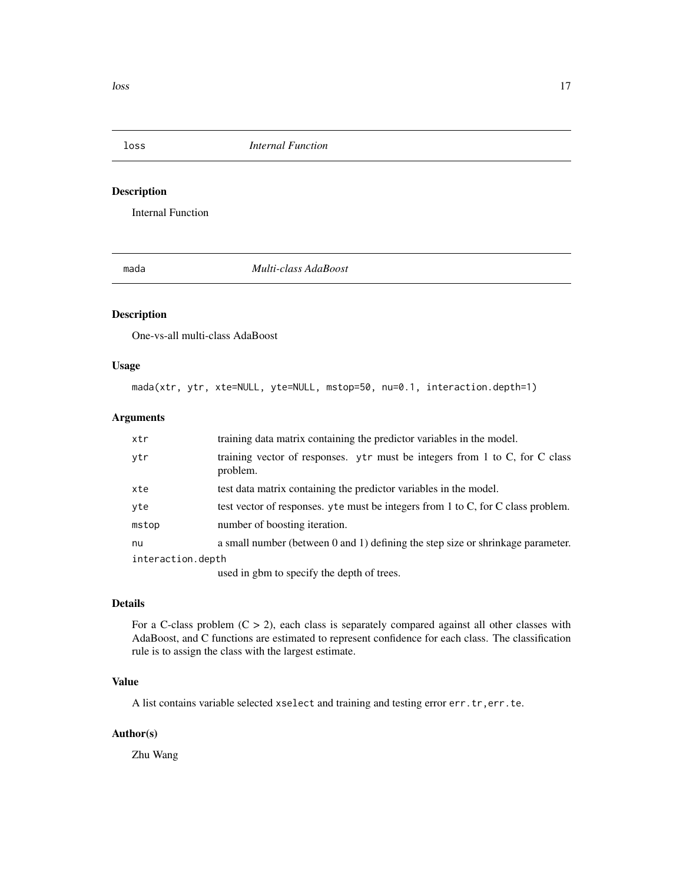## loss — *Internal Function*

### Description

Internal Function

## mada — *Multi-class AdaBoost*

### Description

One-vs-all multi-class AdaBoost

### Usage

```
mada(xtr, ytr, xte=NULL, yte=NULL, mstop=50, nu=0.1, interaction.depth=1)
```

### Arguments

| | |
|---|---|
| xtr | training data matrix containing the predictor variables in the model. |
| ytr | training vector of responses. ytr must be integers from 1 to C, for C class problem. |
| xte | test data matrix containing the predictor variables in the model. |
| yte | test vector of responses. yte must be integers from 1 to C, for C class problem. |
| mstop | number of boosting iteration. |
| nu | a small number (between 0 and 1) defining the step size or shrinkage parameter. |
| interaction.depth | used in gbm to specify the depth of trees. |

### Details

For a C-class problem ($C > 2$), each class is separately compared against all other classes with AdaBoost, and C functions are estimated to represent confidence for each class. The classification rule is to assign the class with the largest estimate.

### Value

A list contains variable selected `xselect` and training and testing error `err.tr,err.te`.

### Author(s)

Zhu Wang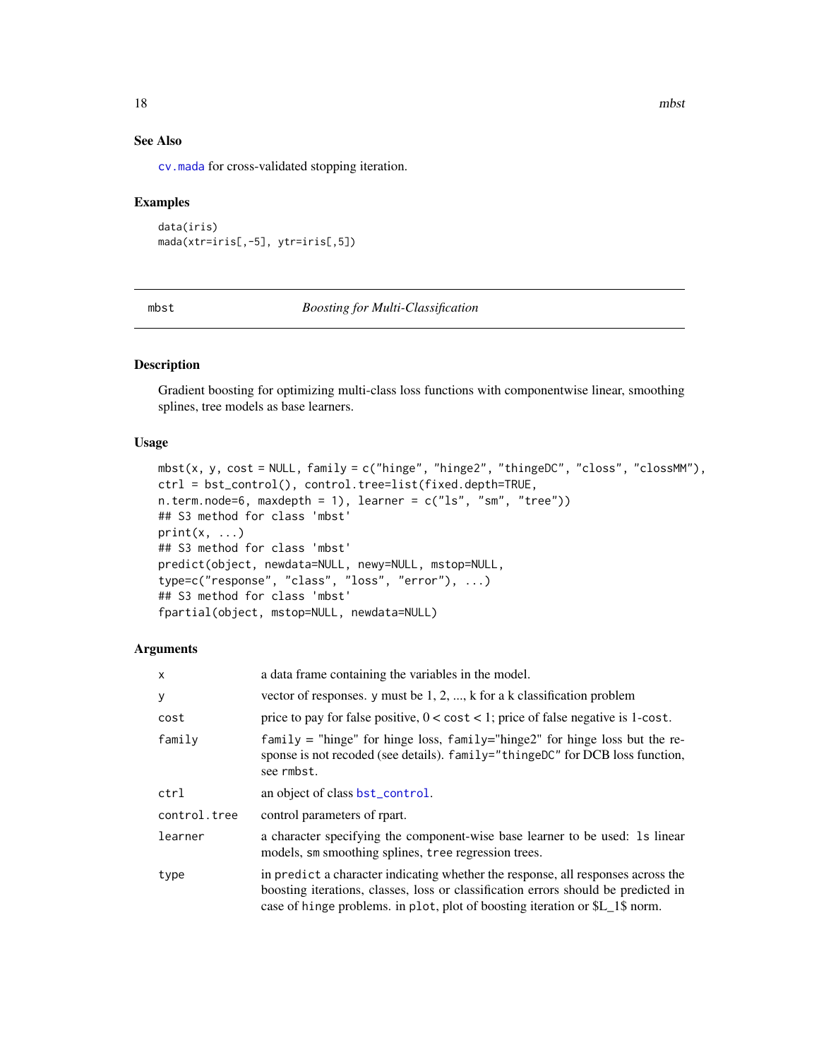### See Also

cv.mada for cross-validated stopping iteration.

### Examples

```
data(iris)
mada(xtr=iris[,-5], ytr=iris[,5])
```

---

## mbst — *Boosting for Multi-Classification*

### Description

Gradient boosting for optimizing multi-class loss functions with componentwise linear, smoothing splines, tree models as base learners.

### Usage

```
mbst(x, y, cost = NULL, family = c("hinge", "hinge2", "thingeDC", "closs", "clossMM"),
ctrl = bst_control(), control.tree=list(fixed.depth=TRUE,
n.term.node=6, maxdepth = 1), learner = c("ls", "sm", "tree"))
## S3 method for class 'mbst'
print(x, ...)
## S3 method for class 'mbst'
predict(object, newdata=NULL, newy=NULL, mstop=NULL,
type=c("response", "class", "loss", "error"), ...)
## S3 method for class 'mbst'
fpartial(object, mstop=NULL, newdata=NULL)
```

### Arguments

| | |
|---|---|
| x | a data frame containing the variables in the model. |
| y | vector of responses. y must be 1, 2, ..., k for a k classification problem |
| cost | price to pay for false positive, 0 < cost < 1; price of false negative is 1-cost. |
| family | family = "hinge" for hinge loss, family="hinge2" for hinge loss but the response is not recoded (see details). family="thingeDC" for DCB loss function, see rmbst. |
| ctrl | an object of class bst_control. |
| control.tree | control parameters of rpart. |
| learner | a character specifying the component-wise base learner to be used: ls linear models, sm smoothing splines, tree regression trees. |
| type | in predict a character indicating whether the response, all responses across the boosting iterations, classes, loss or classification errors should be predicted in case of hinge problems. in plot, plot of boosting iteration or $L_1$ norm. |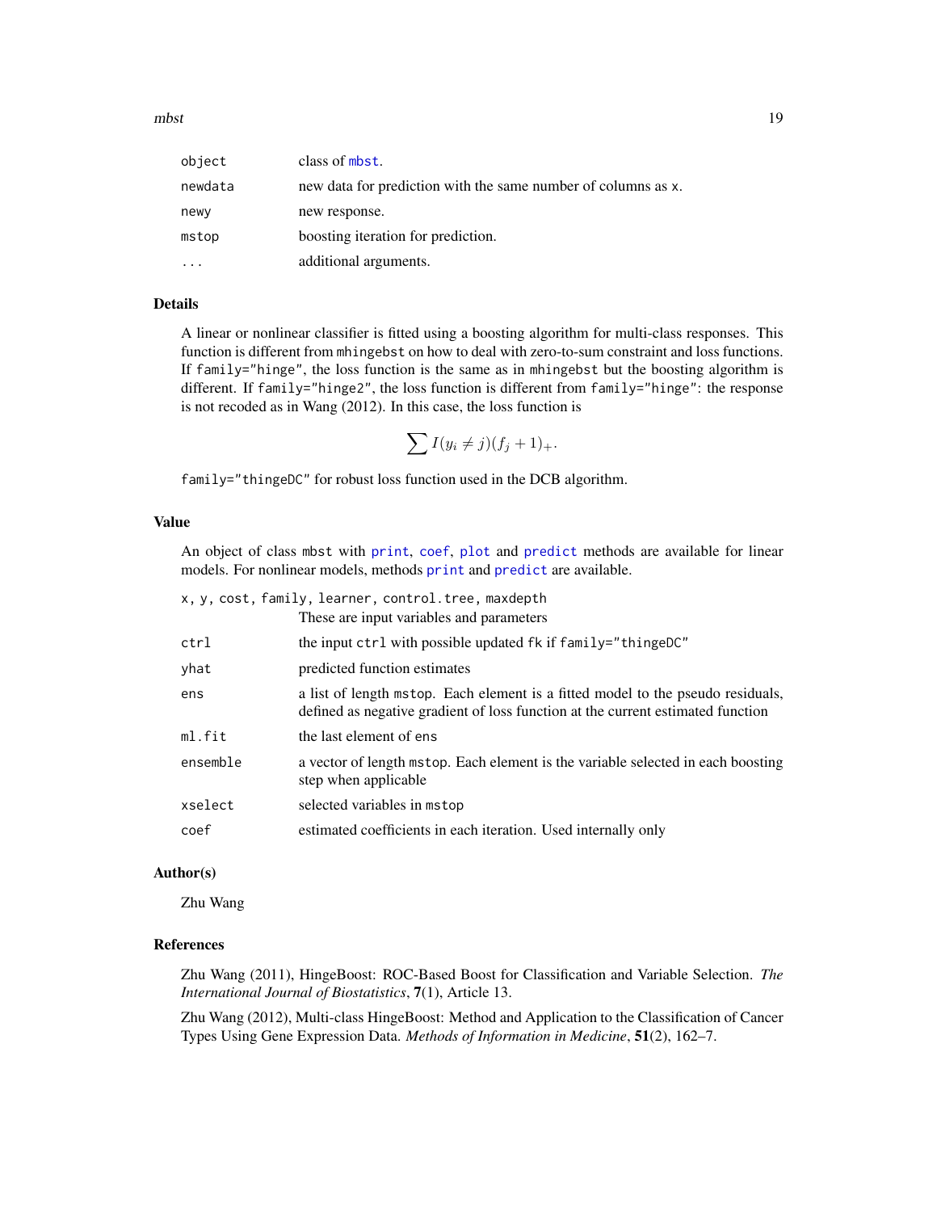| | |
|---|---|
| `object` | class of `mbst`. |
| `newdata` | new data for prediction with the same number of columns as `x`. |
| `newy` | new response. |
| `mstop` | boosting iteration for prediction. |
| `...` | additional arguments. |

### Details

A linear or nonlinear classifier is fitted using a boosting algorithm for multi-class responses. This function is different from `mhingebst` on how to deal with zero-to-sum constraint and loss functions. If `family="hinge"`, the loss function is the same as in `mhingebst` but the boosting algorithm is different. If `family="hinge2"`, the loss function is different from `family="hinge"`: the response is not recoded as in Wang (2012). In this case, the loss function is

$$\sum I(y_i \neq j)(f_j + 1)_+.$$

`family="thingeDC"` for robust loss function used in the DCB algorithm.

### Value

An object of class `mbst` with `print`, `coef`, `plot` and `predict` methods are available for linear models. For nonlinear models, methods `print` and `predict` are available.

| | |
|---|---|
| `x, y, cost, family, learner, control.tree, maxdepth` | These are input variables and parameters |
| `ctrl` | the input `ctrl` with possible updated `fk` if `family="thingeDC"` |
| `yhat` | predicted function estimates |
| `ens` | a list of length `mstop`. Each element is a fitted model to the pseudo residuals, defined as negative gradient of loss function at the current estimated function |
| `ml.fit` | the last element of `ens` |
| `ensemble` | a vector of length `mstop`. Each element is the variable selected in each boosting step when applicable |
| `xselect` | selected variables in `mstop` |
| `coef` | estimated coefficients in each iteration. Used internally only |

### Author(s)

Zhu Wang

### References

Zhu Wang (2011), HingeBoost: ROC-Based Boost for Classification and Variable Selection. *The International Journal of Biostatistics*, **7**(1), Article 13.

Zhu Wang (2012), Multi-class HingeBoost: Method and Application to the Classification of Cancer Types Using Gene Expression Data. *Methods of Information in Medicine*, **51**(2), 162–7.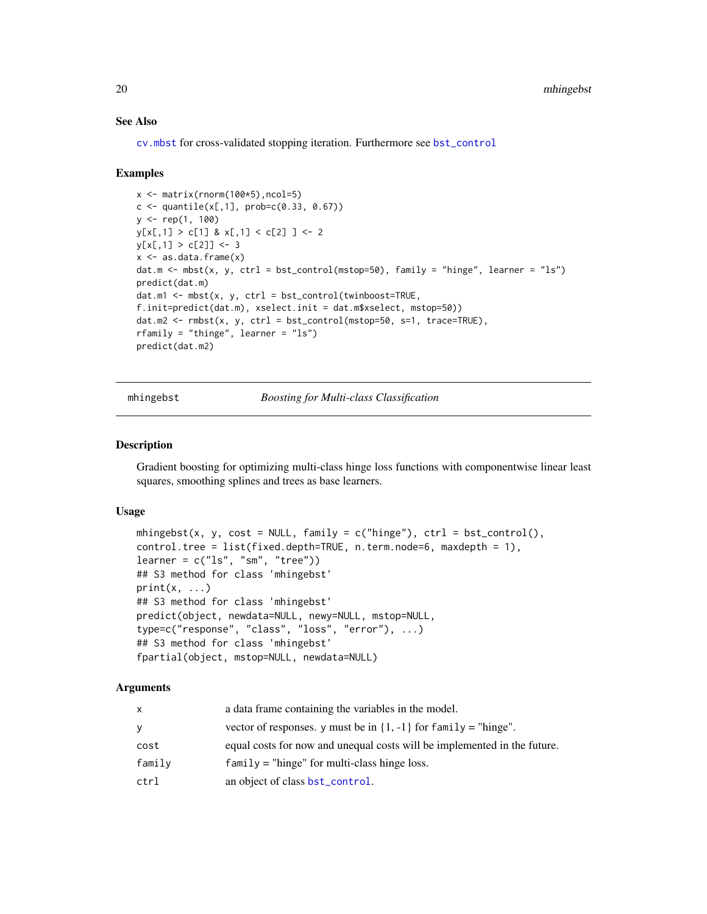### See Also

cv.mbst for cross-validated stopping iteration. Furthermore see bst_control

### Examples

```
x <- matrix(rnorm(100*5),ncol=5)
c <- quantile(x[,1], prob=c(0.33, 0.67))
y <- rep(1, 100)
y[x[,1] > c[1] & x[,1] < c[2] ] <- 2
y[x[,1] > c[2]] <- 3
x <- as.data.frame(x)
dat.m <- mbst(x, y, ctrl = bst_control(mstop=50), family = "hinge", learner = "ls")
predict(dat.m)
dat.m1 <- mbst(x, y, ctrl = bst_control(twinboost=TRUE,
f.init=predict(dat.m), xselect.init = dat.m$xselect, mstop=50))
dat.m2 <- rmbst(x, y, ctrl = bst_control(mstop=50, s=1, trace=TRUE),
rfamily = "thinge", learner = "ls")
predict(dat.m2)
```

---

## mhingebst — *Boosting for Multi-class Classification*

### Description

Gradient boosting for optimizing multi-class hinge loss functions with componentwise linear least squares, smoothing splines and trees as base learners.

### Usage

```
mhingebst(x, y, cost = NULL, family = c("hinge"), ctrl = bst_control(),
control.tree = list(fixed.depth=TRUE, n.term.node=6, maxdepth = 1),
learner = c("ls", "sm", "tree"))
## S3 method for class 'mhingebst'
print(x, ...)
## S3 method for class 'mhingebst'
predict(object, newdata=NULL, newy=NULL, mstop=NULL,
type=c("response", "class", "loss", "error"), ...)
## S3 method for class 'mhingebst'
fpartial(object, mstop=NULL, newdata=NULL)
```

### Arguments

| | |
|---|---|
| x | a data frame containing the variables in the model. |
| y | vector of responses. y must be in {1, -1} for family = "hinge". |
| cost | equal costs for now and unequal costs will be implemented in the future. |
| family | family = "hinge" for multi-class hinge loss. |
| ctrl | an object of class bst_control. |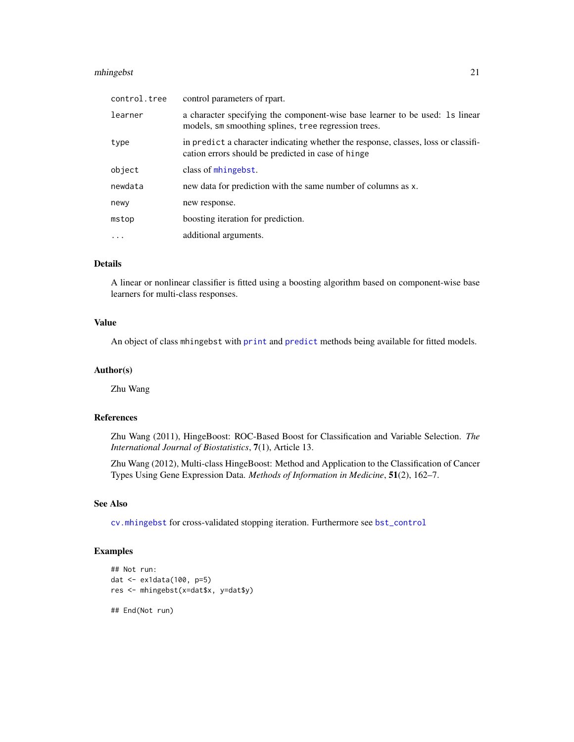| | |
|---|---|
| `control.tree` | control parameters of rpart. |
| `learner` | a character specifying the component-wise base learner to be used: `ls` linear models, `sm` smoothing splines, `tree` regression trees. |
| `type` | in `predict` a character indicating whether the response, classes, loss or classification errors should be predicted in case of `hinge` |
| `object` | class of `mhingebst`. |
| `newdata` | new data for prediction with the same number of columns as `x`. |
| `newy` | new response. |
| `mstop` | boosting iteration for prediction. |
| `...` | additional arguments. |

### Details

A linear or nonlinear classifier is fitted using a boosting algorithm based on component-wise base learners for multi-class responses.

### Value

An object of class `mhingebst` with `print` and `predict` methods being available for fitted models.

### Author(s)

Zhu Wang

### References

Zhu Wang (2011), HingeBoost: ROC-Based Boost for Classification and Variable Selection. *The International Journal of Biostatistics*, **7**(1), Article 13.

Zhu Wang (2012), Multi-class HingeBoost: Method and Application to the Classification of Cancer Types Using Gene Expression Data. *Methods of Information in Medicine*, **51**(2), 162–7.

### See Also

`cv.mhingebst` for cross-validated stopping iteration. Furthermore see `bst_control`

### Examples

```
## Not run:
dat <- ex1data(100, p=5)
res <- mhingebst(x=dat$x, y=dat$y)

## End(Not run)
```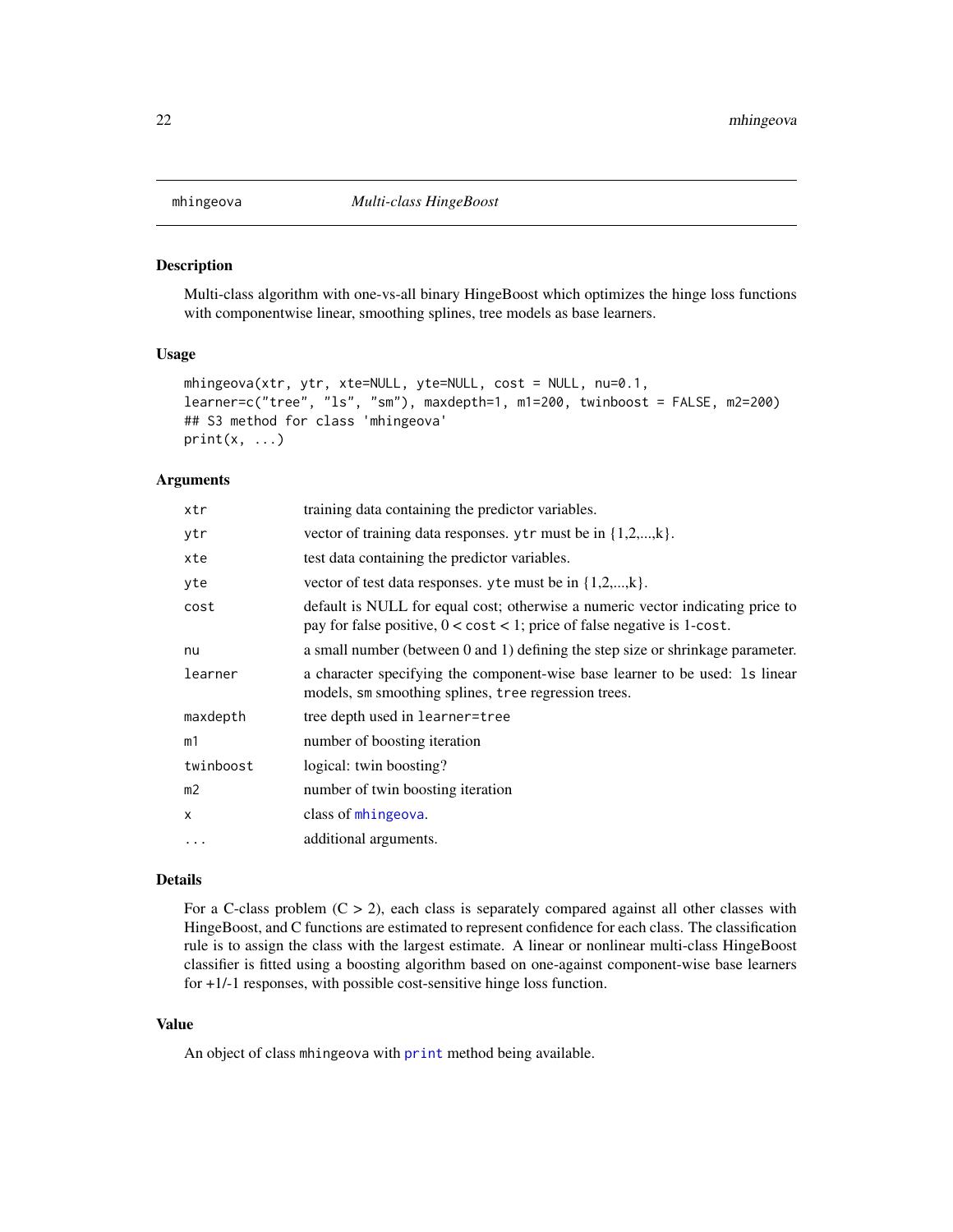## mhingeova — *Multi-class HingeBoost*

### Description

Multi-class algorithm with one-vs-all binary HingeBoost which optimizes the hinge loss functions with componentwise linear, smoothing splines, tree models as base learners.

### Usage

```
mhingeova(xtr, ytr, xte=NULL, yte=NULL, cost = NULL, nu=0.1,
learner=c("tree", "ls", "sm"), maxdepth=1, m1=200, twinboost = FALSE, m2=200)
## S3 method for class 'mhingeova'
print(x, ...)
```

### Arguments

| | |
|---|---|
| `xtr` | training data containing the predictor variables. |
| `ytr` | vector of training data responses. `ytr` must be in {1,2,...,k}. |
| `xte` | test data containing the predictor variables. |
| `yte` | vector of test data responses. `yte` must be in {1,2,...,k}. |
| `cost` | default is NULL for equal cost; otherwise a numeric vector indicating price to pay for false positive, 0 < `cost` < 1; price of false negative is 1-`cost`. |
| `nu` | a small number (between 0 and 1) defining the step size or shrinkage parameter. |
| `learner` | a character specifying the component-wise base learner to be used: `ls` linear models, `sm` smoothing splines, `tree` regression trees. |
| `maxdepth` | tree depth used in `learner=tree` |
| `m1` | number of boosting iteration |
| `twinboost` | logical: twin boosting? |
| `m2` | number of twin boosting iteration |
| `x` | class of `mhingeova`. |
| `...` | additional arguments. |

### Details

For a C-class problem (C > 2), each class is separately compared against all other classes with HingeBoost, and C functions are estimated to represent confidence for each class. The classification rule is to assign the class with the largest estimate. A linear or nonlinear multi-class HingeBoost classifier is fitted using a boosting algorithm based on one-against component-wise base learners for +1/-1 responses, with possible cost-sensitive hinge loss function.

### Value

An object of class `mhingeova` with `print` method being available.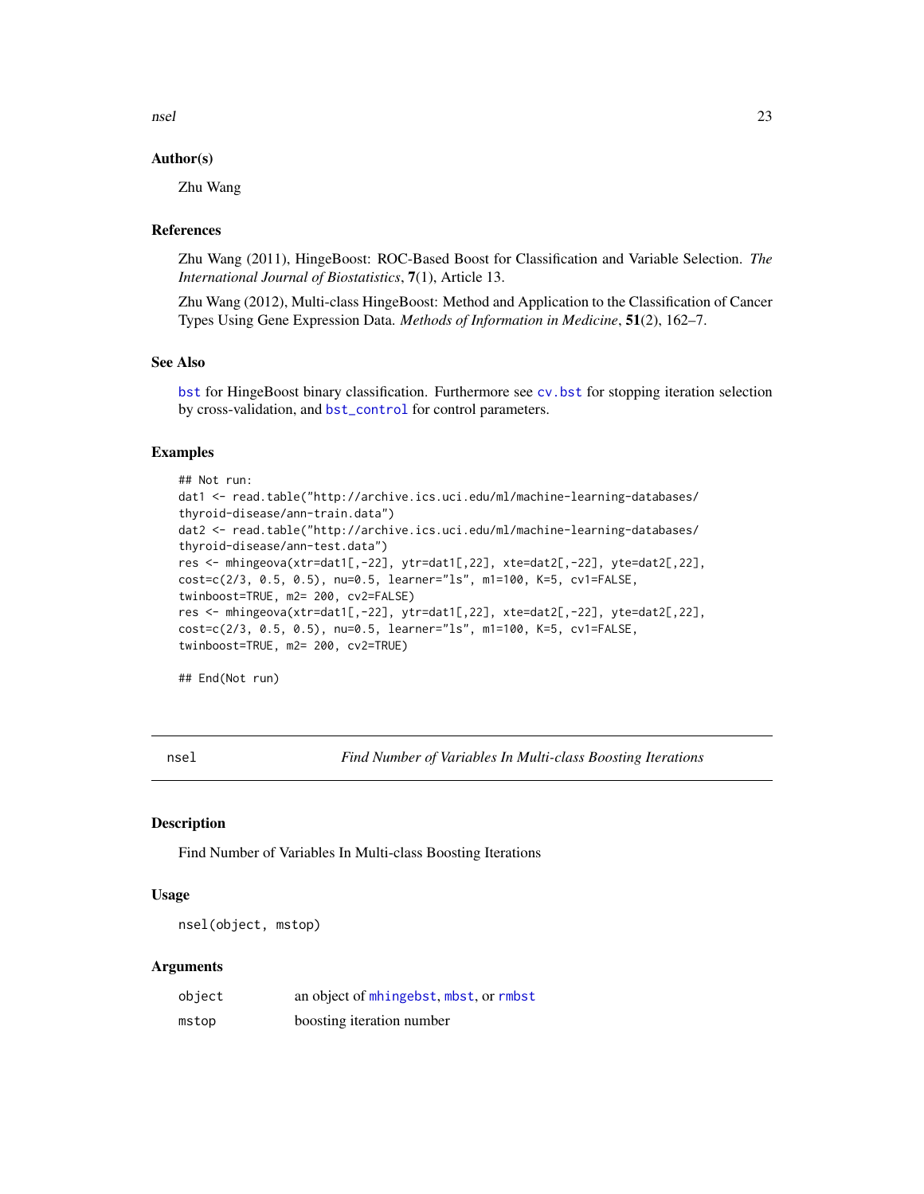### Author(s)

Zhu Wang

### References

Zhu Wang (2011), HingeBoost: ROC-Based Boost for Classification and Variable Selection. *The International Journal of Biostatistics*, **7**(1), Article 13.

Zhu Wang (2012), Multi-class HingeBoost: Method and Application to the Classification of Cancer Types Using Gene Expression Data. *Methods of Information in Medicine*, **51**(2), 162–7.

### See Also

`bst` for HingeBoost binary classification. Furthermore see `cv.bst` for stopping iteration selection by cross-validation, and `bst_control` for control parameters.

### Examples

```
## Not run:
dat1 <- read.table("http://archive.ics.uci.edu/ml/machine-learning-databases/
thyroid-disease/ann-train.data")
dat2 <- read.table("http://archive.ics.uci.edu/ml/machine-learning-databases/
thyroid-disease/ann-test.data")
res <- mhingeova(xtr=dat1[,-22], ytr=dat1[,22], xte=dat2[,-22], yte=dat2[,22],
cost=c(2/3, 0.5, 0.5), nu=0.5, learner="ls", m1=100, K=5, cv1=FALSE,
twinboost=TRUE, m2= 200, cv2=FALSE)
res <- mhingeova(xtr=dat1[,-22], ytr=dat1[,22], xte=dat2[,-22], yte=dat2[,22],
cost=c(2/3, 0.5, 0.5), nu=0.5, learner="ls", m1=100, K=5, cv1=FALSE,
twinboost=TRUE, m2= 200, cv2=TRUE)

## End(Not run)
```

---

## nsel — *Find Number of Variables In Multi-class Boosting Iterations*

### Description

Find Number of Variables In Multi-class Boosting Iterations

### Usage

```
nsel(object, mstop)
```

### Arguments

| | |
|---|---|
| `object` | an object of `mhingebst`, `mbst`, or `rmbst` |
| `mstop` | boosting iteration number |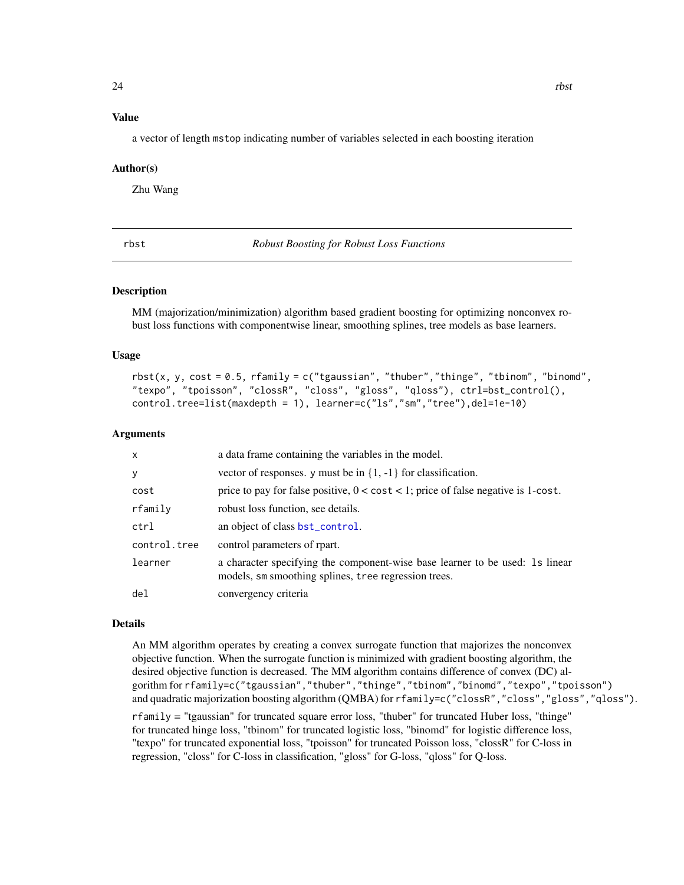### Value

a vector of length `mstop` indicating number of variables selected in each boosting iteration

### Author(s)

Zhu Wang

---

## rbst — *Robust Boosting for Robust Loss Functions*

### Description

MM (majorization/minimization) algorithm based gradient boosting for optimizing nonconvex robust loss functions with componentwise linear, smoothing splines, tree models as base learners.

### Usage

```
rbst(x, y, cost = 0.5, rfamily = c("tgaussian", "thuber","thinge", "tbinom", "binomd",
"texpo", "tpoisson", "clossR", "closs", "gloss", "qloss"), ctrl=bst_control(),
control.tree=list(maxdepth = 1), learner=c("ls","sm","tree"),del=1e-10)
```

### Arguments

| | |
|---|---|
| `x` | a data frame containing the variables in the model. |
| `y` | vector of responses. `y` must be in {1, -1} for classification. |
| `cost` | price to pay for false positive, 0 < `cost` < 1; price of false negative is 1-`cost`. |
| `rfamily` | robust loss function, see details. |
| `ctrl` | an object of class `bst_control`. |
| `control.tree` | control parameters of rpart. |
| `learner` | a character specifying the component-wise base learner to be used: `ls` linear models, `sm` smoothing splines, `tree` regression trees. |
| `del` | convergency criteria |

### Details

An MM algorithm operates by creating a convex surrogate function that majorizes the nonconvex objective function. When the surrogate function is minimized with gradient boosting algorithm, the desired objective function is decreased. The MM algorithm contains difference of convex (DC) algorithm for `rfamily=c("tgaussian","thuber","thinge","tbinom","binomd","texpo","tpoisson")` and quadratic majorization boosting algorithm (QMBA) for `rfamily=c("clossR","closs","gloss","qloss")`.

`rfamily` = "tgaussian" for truncated square error loss, "thuber" for truncated Huber loss, "thinge" for truncated hinge loss, "tbinom" for truncated logistic loss, "binomd" for logistic difference loss, "texpo" for truncated exponential loss, "tpoisson" for truncated Poisson loss, "clossR" for C-loss in regression, "closs" for C-loss in classification, "gloss" for G-loss, "qloss" for Q-loss.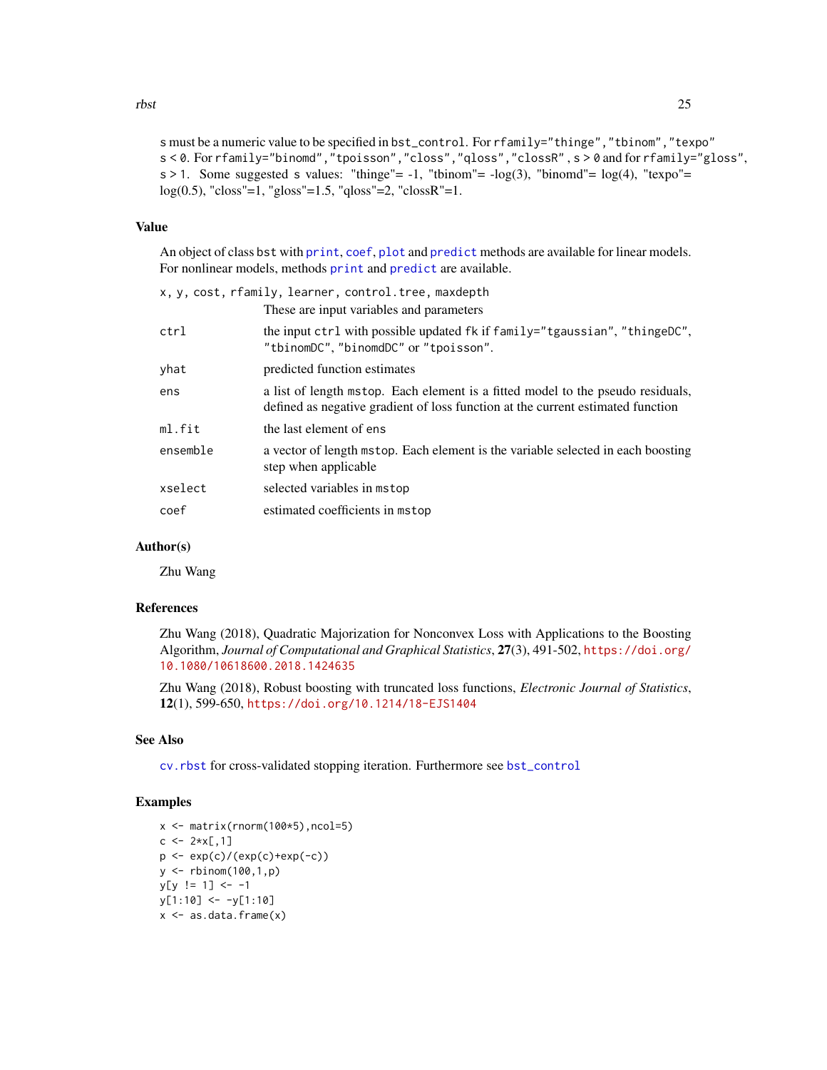s must be a numeric value to be specified in `bst_control`. For `rfamily="thinge","tbinom","texpo"` $s < 0$. For `rfamily="binomd","tpoisson","closs","qloss","clossR"`, $s > 0$ and for `rfamily="gloss"`, $s > 1$. Some suggested s values: "thinge"= -1, "tbinom"= -log(3), "binomd"= log(4), "texpo"= log(0.5), "closs"=1, "gloss"=1.5, "qloss"=2, "clossR"=1.

## Value

An object of class `bst` with `print`, `coef`, `plot` and `predict` methods are available for linear models. For nonlinear models, methods `print` and `predict` are available.

| | |
|---|---|
| `x, y, cost, rfamily, learner, control.tree, maxdepth` | These are input variables and parameters |
| `ctrl` | the input `ctrl` with possible updated `fk` if `family="tgaussian"`, `"thingeDC"`, `"tbinomDC"`, `"binomdDC"` or `"tpoisson"`. |
| `yhat` | predicted function estimates |
| `ens` | a list of length `mstop`. Each element is a fitted model to the pseudo residuals, defined as negative gradient of loss function at the current estimated function |
| `ml.fit` | the last element of `ens` |
| `ensemble` | a vector of length `mstop`. Each element is the variable selected in each boosting step when applicable |
| `xselect` | selected variables in `mstop` |
| `coef` | estimated coefficients in `mstop` |

## Author(s)

Zhu Wang

## References

Zhu Wang (2018), Quadratic Majorization for Nonconvex Loss with Applications to the Boosting Algorithm, *Journal of Computational and Graphical Statistics*, **27**(3), 491-502, https://doi.org/10.1080/10618600.2018.1424635

Zhu Wang (2018), Robust boosting with truncated loss functions, *Electronic Journal of Statistics*, **12**(1), 599-650, https://doi.org/10.1214/18-EJS1404

## See Also

`cv.rbst` for cross-validated stopping iteration. Furthermore see `bst_control`

## Examples

```
x <- matrix(rnorm(100*5),ncol=5)
c <- 2*x[,1]
p <- exp(c)/(exp(c)+exp(-c))
y <- rbinom(100,1,p)
y[y != 1] <- -1
y[1:10] <- -y[1:10]
x <- as.data.frame(x)
```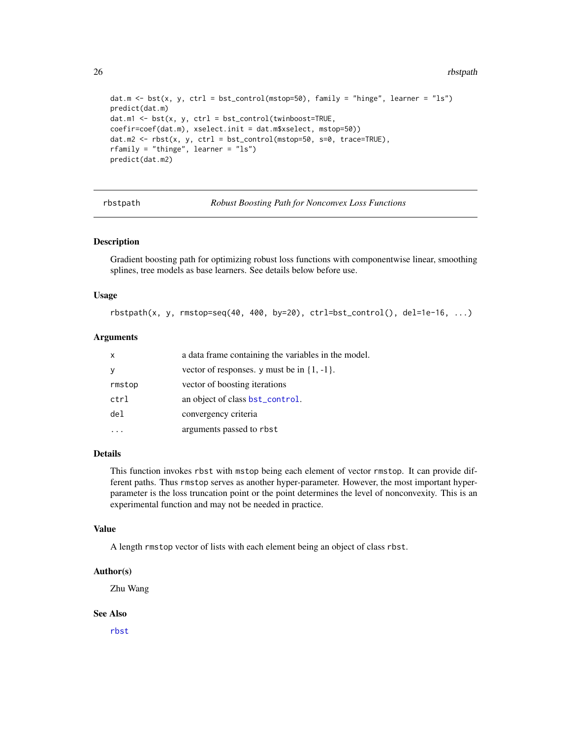```
dat.m <- bst(x, y, ctrl = bst_control(mstop=50), family = "hinge", learner = "ls")
predict(dat.m)
dat.m1 <- bst(x, y, ctrl = bst_control(twinboost=TRUE,
coefir=coef(dat.m), xselect.init = dat.m$xselect, mstop=50))
dat.m2 <- rbst(x, y, ctrl = bst_control(mstop=50, s=0, trace=TRUE),
rfamily = "thinge", learner = "ls")
predict(dat.m2)
```

## rbstpath — *Robust Boosting Path for Nonconvex Loss Functions*

### Description

Gradient boosting path for optimizing robust loss functions with componentwise linear, smoothing splines, tree models as base learners. See details below before use.

### Usage

```
rbstpath(x, y, rmstop=seq(40, 400, by=20), ctrl=bst_control(), del=1e-16, ...)
```

### Arguments

| | |
|---|---|
| `x` | a data frame containing the variables in the model. |
| `y` | vector of responses. `y` must be in {1, -1}. |
| `rmstop` | vector of boosting iterations |
| `ctrl` | an object of class `bst_control`. |
| `del` | convergency criteria |
| `...` | arguments passed to `rbst` |

### Details

This function invokes `rbst` with `mstop` being each element of vector `rmstop`. It can provide different paths. Thus `rmstop` serves as another hyper-parameter. However, the most important hyper-parameter is the loss truncation point or the point determines the level of nonconvexity. This is an experimental function and may not be needed in practice.

### Value

A length `rmstop` vector of lists with each element being an object of class `rbst`.

### Author(s)

Zhu Wang

### See Also

`rbst`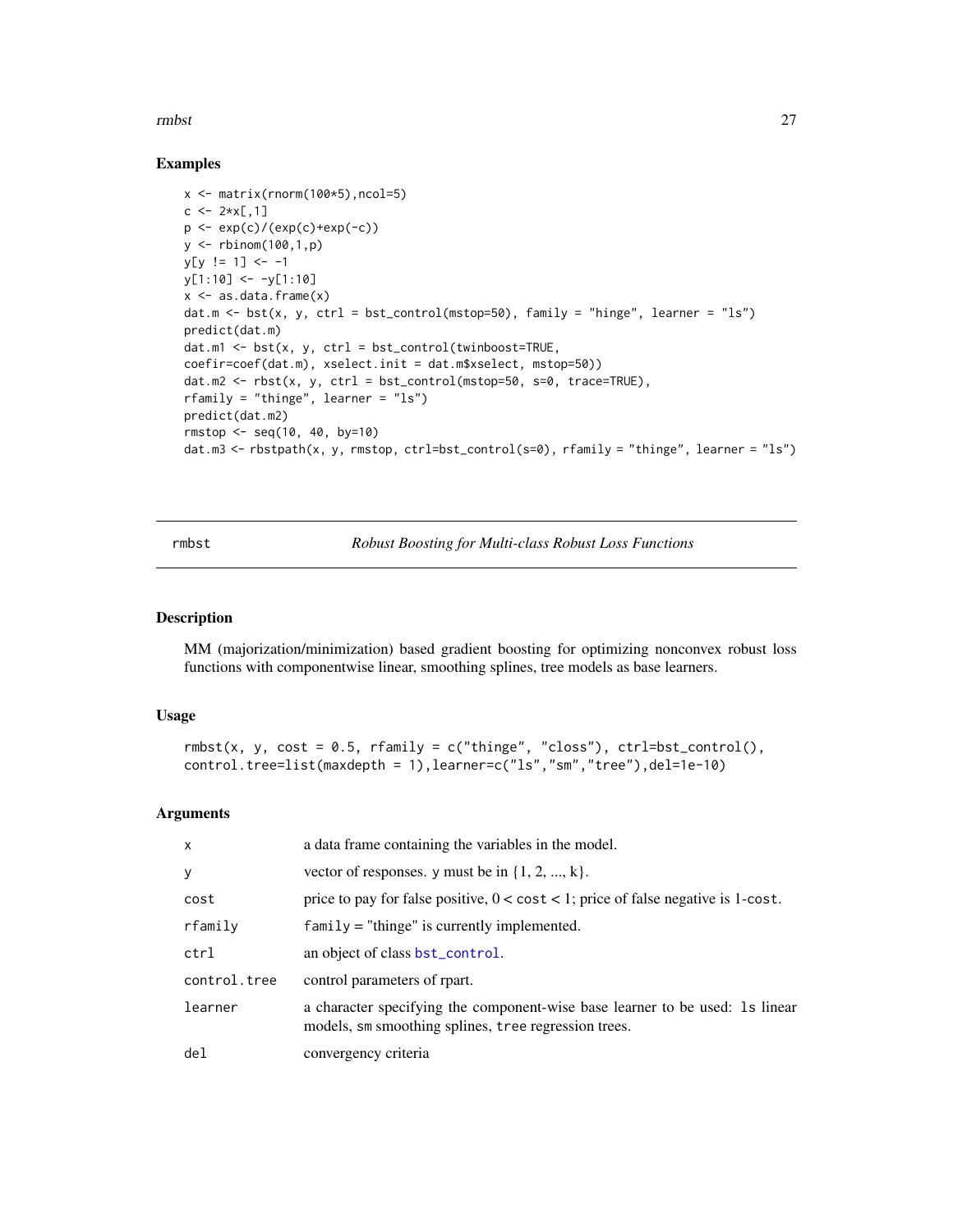## Examples

```
x <- matrix(rnorm(100*5),ncol=5)
c <- 2*x[,1]
p <- exp(c)/(exp(c)+exp(-c))
y <- rbinom(100,1,p)
y[y != 1] <- -1
y[1:10] <- -y[1:10]
x <- as.data.frame(x)
dat.m <- bst(x, y, ctrl = bst_control(mstop=50), family = "hinge", learner = "ls")
predict(dat.m)
dat.m1 <- bst(x, y, ctrl = bst_control(twinboost=TRUE,
coefir=coef(dat.m), xselect.init = dat.m$xselect, mstop=50))
dat.m2 <- rbst(x, y, ctrl = bst_control(mstop=50, s=0, trace=TRUE),
rfamily = "thinge", learner = "ls")
predict(dat.m2)
rmstop <- seq(10, 40, by=10)
dat.m3 <- rbstpath(x, y, rmstop, ctrl=bst_control(s=0), rfamily = "thinge", learner = "ls")
```

---

# rmbst — *Robust Boosting for Multi-class Robust Loss Functions*

## Description

MM (majorization/minimization) based gradient boosting for optimizing nonconvex robust loss functions with componentwise linear, smoothing splines, tree models as base learners.

## Usage

```
rmbst(x, y, cost = 0.5, rfamily = c("thinge", "closs"), ctrl=bst_control(),
control.tree=list(maxdepth = 1),learner=c("ls","sm","tree"),del=1e-10)
```

## Arguments

| | |
|---|---|
| `x` | a data frame containing the variables in the model. |
| `y` | vector of responses. `y` must be in {1, 2, ..., k}. |
| `cost` | price to pay for false positive, 0 < `cost` < 1; price of false negative is 1-`cost`. |
| `rfamily` | `family` = "thinge" is currently implemented. |
| `ctrl` | an object of class `bst_control`. |
| `control.tree` | control parameters of rpart. |
| `learner` | a character specifying the component-wise base learner to be used: `ls` linear models, `sm` smoothing splines, `tree` regression trees. |
| `del` | convergency criteria |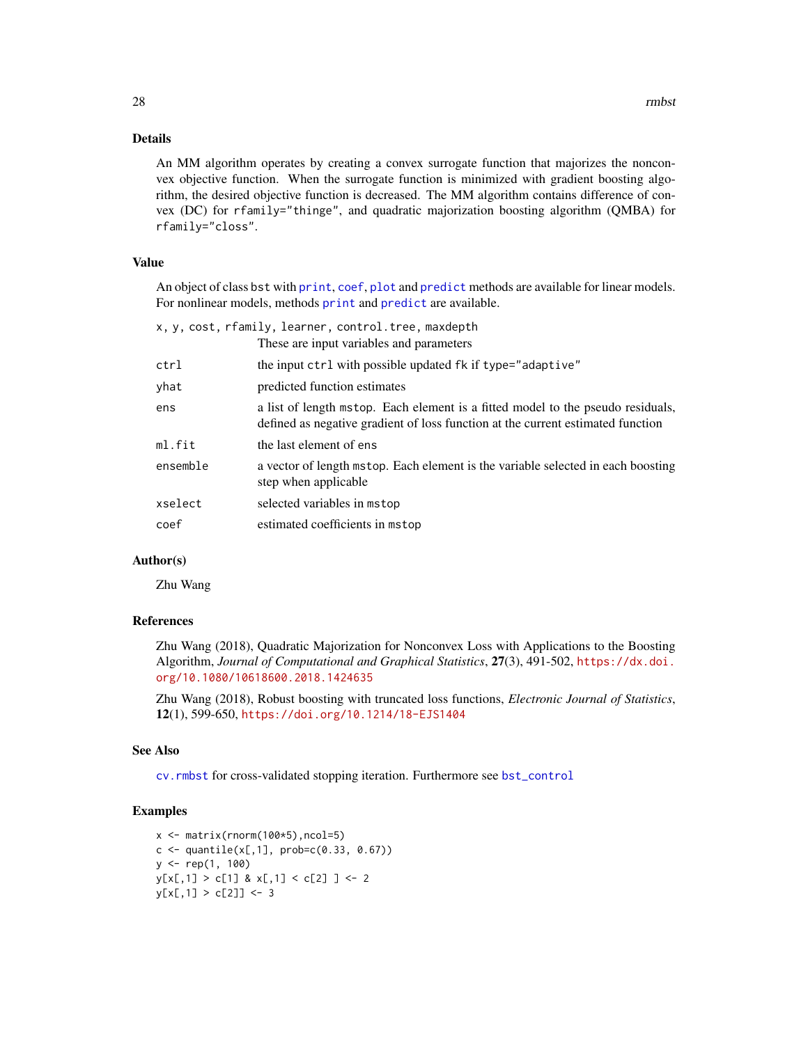## Details

An MM algorithm operates by creating a convex surrogate function that majorizes the nonconvex objective function. When the surrogate function is minimized with gradient boosting algorithm, the desired objective function is decreased. The MM algorithm contains difference of convex (DC) for `rfamily="thinge"`, and quadratic majorization boosting algorithm (QMBA) for `rfamily="closs"`.

## Value

An object of class `bst` with `print`, `coef`, `plot` and `predict` methods are available for linear models. For nonlinear models, methods `print` and `predict` are available.

| | |
|---|---|
| `x, y, cost, rfamily, learner, control.tree, maxdepth` | These are input variables and parameters |
| `ctrl` | the input `ctrl` with possible updated `fk` if `type="adaptive"` |
| `yhat` | predicted function estimates |
| `ens` | a list of length `mstop`. Each element is a fitted model to the pseudo residuals, defined as negative gradient of loss function at the current estimated function |
| `ml.fit` | the last element of `ens` |
| `ensemble` | a vector of length `mstop`. Each element is the variable selected in each boosting step when applicable |
| `xselect` | selected variables in `mstop` |
| `coef` | estimated coefficients in `mstop` |

## Author(s)

Zhu Wang

## References

Zhu Wang (2018), Quadratic Majorization for Nonconvex Loss with Applications to the Boosting Algorithm, *Journal of Computational and Graphical Statistics*, **27**(3), 491-502, https://dx.doi.org/10.1080/10618600.2018.1424635

Zhu Wang (2018), Robust boosting with truncated loss functions, *Electronic Journal of Statistics*, **12**(1), 599-650, https://doi.org/10.1214/18-EJS1404

## See Also

`cv.rmbst` for cross-validated stopping iteration. Furthermore see `bst_control`

## Examples

```
x <- matrix(rnorm(100*5),ncol=5)
c <- quantile(x[,1], prob=c(0.33, 0.67))
y <- rep(1, 100)
y[x[,1] > c[1] & x[,1] < c[2] ] <- 2
y[x[,1] > c[2]] <- 3
```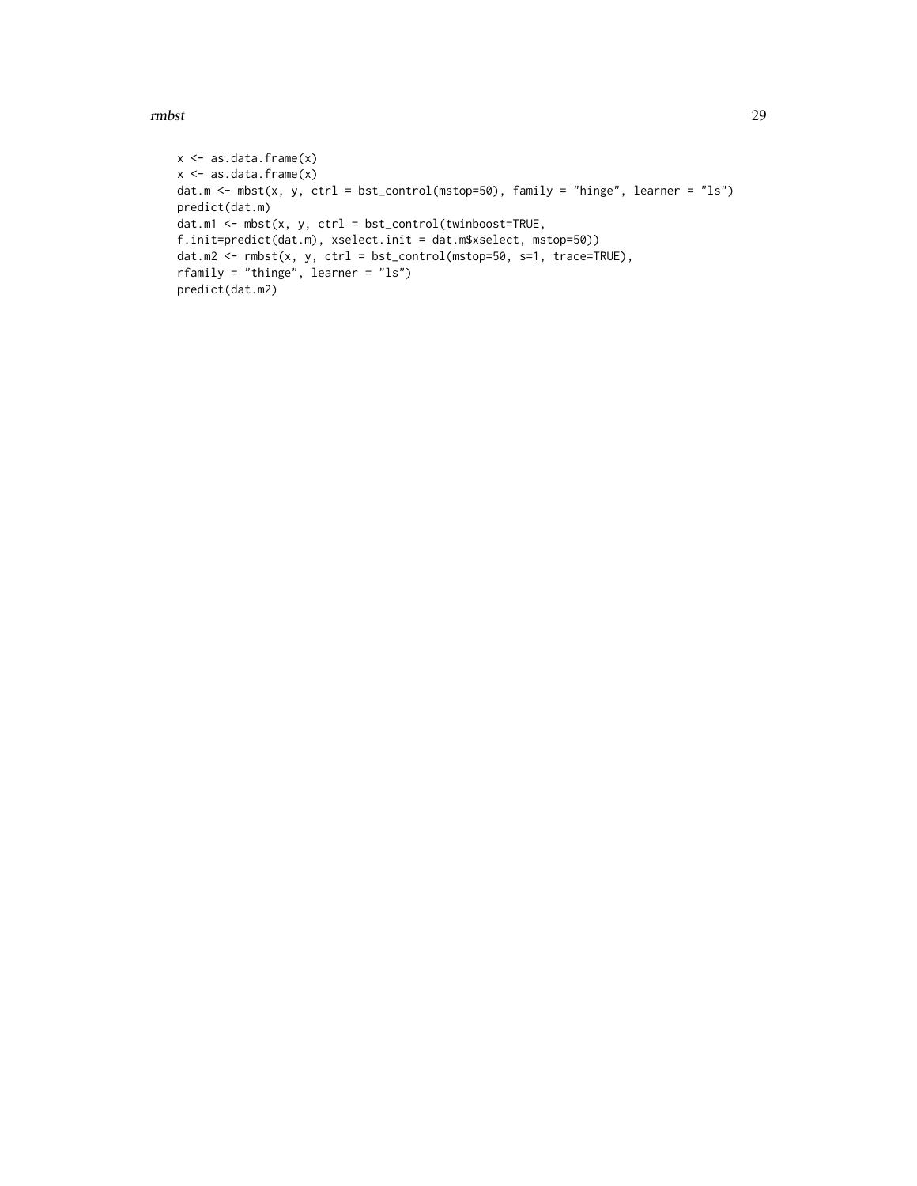```
x <- as.data.frame(x)
x <- as.data.frame(x)
dat.m <- mbst(x, y, ctrl = bst_control(mstop=50), family = "hinge", learner = "ls")
predict(dat.m)
dat.m1 <- mbst(x, y, ctrl = bst_control(twinboost=TRUE,
f.init=predict(dat.m), xselect.init = dat.m$xselect, mstop=50))
dat.m2 <- rmbst(x, y, ctrl = bst_control(mstop=50, s=1, trace=TRUE),
rfamily = "thinge", learner = "ls")
predict(dat.m2)
```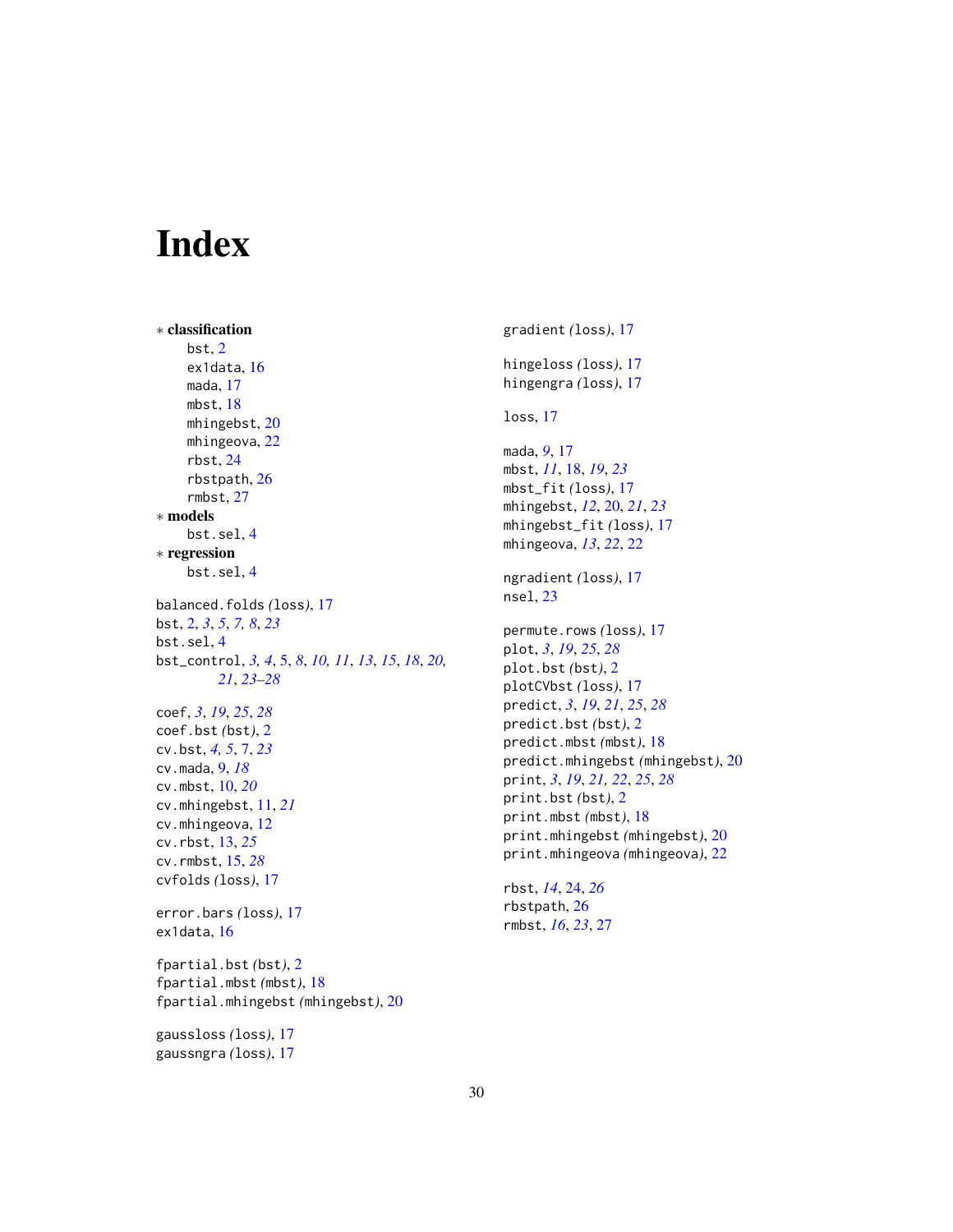# Index

∗ **classification**
- bst, 2
- ex1data, 16
- mada, 17
- mbst, 18
- mhingebst, 20
- mhingeova, 22
- rbst, 24
- rbstpath, 26
- rmbst, 27

∗ **models**
- bst.sel, 4

∗ **regression**
- bst.sel, 4

balanced.folds *(loss)*, 17
bst, 2, *3*, *5*, *7, 8*, *23*
bst.sel, 4
bst_control, *3, 4*, 5, *8*, *10, 11*, *13*, *15*, *18*, *20, 21*, *23–28*

coef, *3*, *19*, *25*, *28*
coef.bst *(bst)*, 2
cv.bst, *4, 5*, 7, *23*
cv.mada, 9, *18*
cv.mbst, 10, *20*
cv.mhingebst, 11, *21*
cv.mhingeova, 12
cv.rbst, 13, *25*
cv.rmbst, 15, *28*
cvfolds *(loss)*, 17

error.bars *(loss)*, 17
ex1data, 16

fpartial.bst *(bst)*, 2
fpartial.mbst *(mbst)*, 18
fpartial.mhingebst *(mhingebst)*, 20

gaussloss *(loss)*, 17
gaussngra *(loss)*, 17
gradient *(loss)*, 17

hingeloss *(loss)*, 17
hingengra *(loss)*, 17

loss, 17

mada, *9*, 17
mbst, *11*, 18, *19*, *23*
mbst_fit *(loss)*, 17
mhingebst, *12*, 20, *21*, *23*
mhingebst_fit *(loss)*, 17
mhingeova, *13*, *22*, 22

ngradient *(loss)*, 17
nsel, 23

permute.rows *(loss)*, 17
plot, *3*, *19*, *25*, *28*
plot.bst *(bst)*, 2
plotCVbst *(loss)*, 17
predict, *3*, *19*, *21*, *25*, *28*
predict.bst *(bst)*, 2
predict.mbst *(mbst)*, 18
predict.mhingebst *(mhingebst)*, 20
print, *3*, *19*, *21*, *22*, *25*, *28*
print.bst *(bst)*, 2
print.mbst *(mbst)*, 18
print.mhingebst *(mhingebst)*, 20
print.mhingeova *(mhingeova)*, 22

rbst, *14*, 24, *26*
rbstpath, 26
rmbst, *16*, *23*, 27